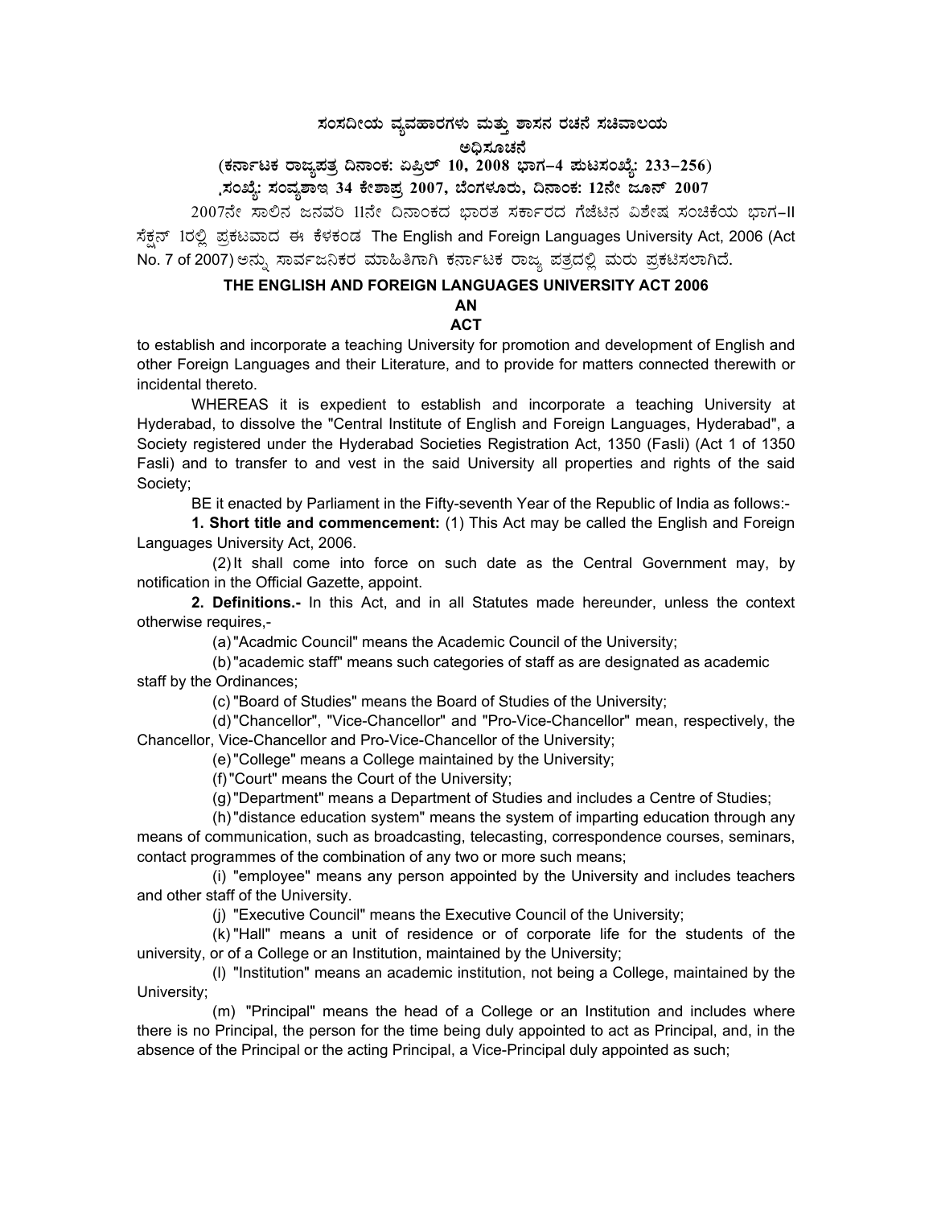**ಸಂಸದೀಯ ವ್ಯವಹಾರಗಳು ಮತ್ತು ಶಾಸನ ರಚನೆ ಸಚಿವಾಲಯ**

**ಅಧಿಸೂಚನೆ**

**(ಕರ್ನಾಟಕ ರಾಜ್ಯಪತ್ರ ದಿನಾಂಕ: ಏಪ್ರಿಲ್ 10, 2008 ಭಾಗ–4 ಪುಟಸಂಖ್ಯೆ: 233–256)**

**.ಸಂಖ್ಯೆ: ಸಂವ್ಯಶಾಇ 34 ಕೇಶಾಪ್ರ 2007, ಬೆಂಗಳೂರು, ದಿನಾಂಕ: 12ನೇ ಜೂನ್ 2007**

2007ನೇ ಸಾಲಿನ ಜನವರಿ 11ನೇ ದಿನಾಂಕದ ಭಾರತ ಸರ್ಕಾರದ ಗೆಜೆಟಿನ ವಿಶೇಷ ಸಂಚಿಕೆಯ ಭಾಗ–II ಸೆಕ್ಷನ್ 1ರಲ್ಲಿ ಪ್ರಕಟವಾದ ಈ ಕೆಳಕಂಡ The English and Foreign Languages University Act, 2006 (Act No. 7 of 2007) ಅನ್ನು ಸಾರ್ವಜನಿಕರ ಮಾಹಿತಿಗಾಗಿ ಕರ್ನಾಟಕ ರಾಜ್ಯ ಪತ್ರದಲ್ಲಿ ಮರು ಪ್ರಕಟಿಸಲಾಗಿದೆ.

# THE ENGLISH AND FOREIGN LANGUAGES UNIVERSITY ACT 2006

## AN ACT

to establish and incorporate a teaching University for promotion and development of English and other Foreign Languages and their Literature, and to provide for matters connected therewith or incidental thereto.

WHEREAS it is expedient to establish and incorporate a teaching University at Hyderabad, to dissolve the "Central Institute of English and Foreign Languages, Hyderabad", a Society registered under the Hyderabad Societies Registration Act, 1350 (Fasli) (Act 1 of 1350 Fasli) and to transfer to and vest in the said University all properties and rights of the said Society;

BE it enacted by Parliament in the Fifty-seventh Year of the Republic of India as follows:-

**1. Short title and commencement:** (1) This Act may be called the English and Foreign Languages University Act, 2006.

(2) It shall come into force on such date as the Central Government may, by notification in the Official Gazette, appoint.

**2. Definitions.-** In this Act, and in all Statutes made hereunder, unless the context otherwise requires,-

(a) "Acadmic Council" means the Academic Council of the University;

(b) "academic staff" means such categories of staff as are designated as academic staff by the Ordinances;

(c) "Board of Studies" means the Board of Studies of the University;

(d) "Chancellor", "Vice-Chancellor" and "Pro-Vice-Chancellor" mean, respectively, the Chancellor, Vice-Chancellor and Pro-Vice-Chancellor of the University;

(e) "College" means a College maintained by the University;

(f) "Court" means the Court of the University;

(g) "Department" means a Department of Studies and includes a Centre of Studies;

(h) "distance education system" means the system of imparting education through any means of communication, such as broadcasting, telecasting, correspondence courses, seminars, contact programmes of the combination of any two or more such means;

(i) "employee" means any person appointed by the University and includes teachers and other staff of the University.

(j) "Executive Council" means the Executive Council of the University;

(k) "Hall" means a unit of residence or of corporate life for the students of the university, or of a College or an Institution, maintained by the University;

(l) "Institution" means an academic institution, not being a College, maintained by the University;

(m) "Principal" means the head of a College or an Institution and includes where there is no Principal, the person for the time being duly appointed to act as Principal, and, in the absence of the Principal or the acting Principal, a Vice-Principal duly appointed as such;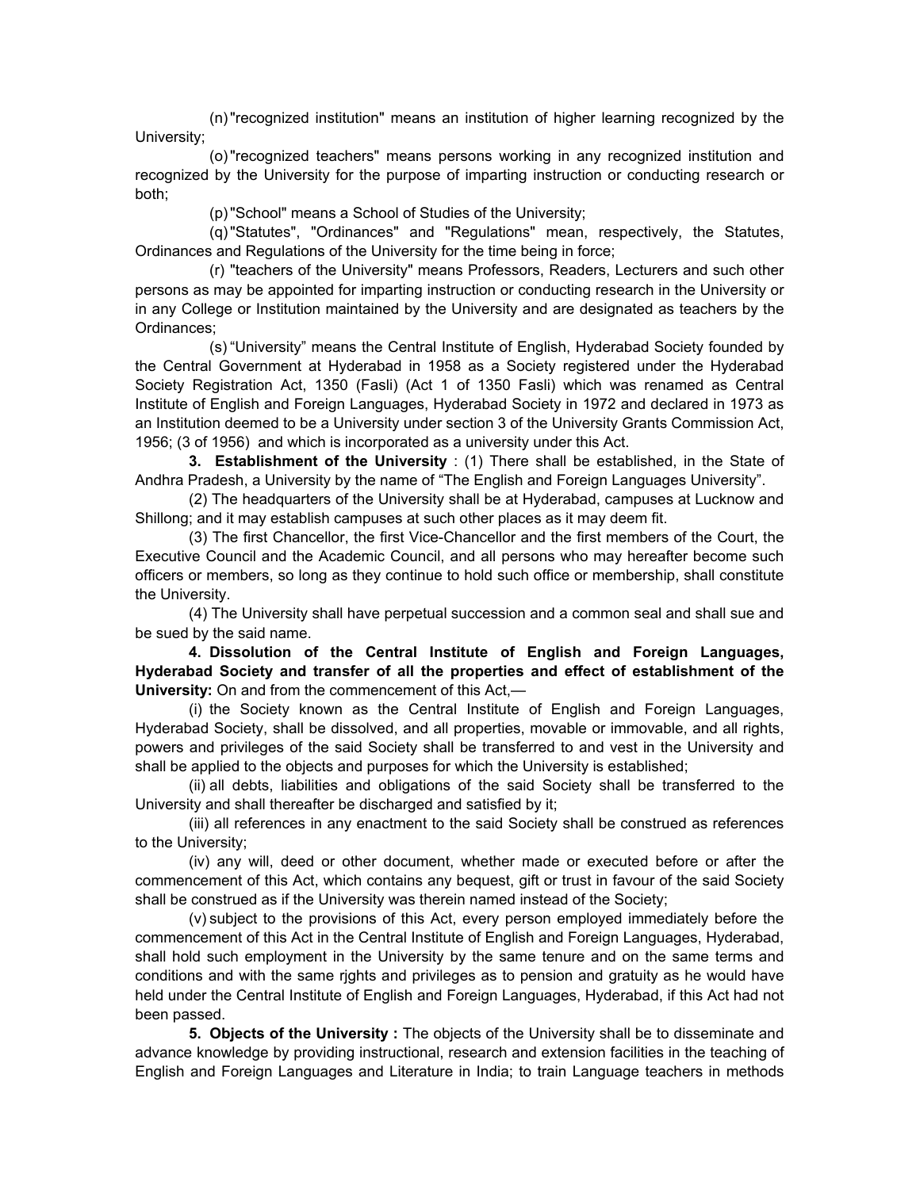(n) "recognized institution" means an institution of higher learning recognized by the University;

(o) "recognized teachers" means persons working in any recognized institution and recognized by the University for the purpose of imparting instruction or conducting research or both;

(p) "School" means a School of Studies of the University;

(q) "Statutes", "Ordinances" and "Regulations" mean, respectively, the Statutes, Ordinances and Regulations of the University for the time being in force;

(r) "teachers of the University" means Professors, Readers, Lecturers and such other persons as may be appointed for imparting instruction or conducting research in the University or in any College or Institution maintained by the University and are designated as teachers by the Ordinances;

(s) "University" means the Central Institute of English, Hyderabad Society founded by the Central Government at Hyderabad in 1958 as a Society registered under the Hyderabad Society Registration Act, 1350 (Fasli) (Act 1 of 1350 Fasli) which was renamed as Central Institute of English and Foreign Languages, Hyderabad Society in 1972 and declared in 1973 as an Institution deemed to be a University under section 3 of the University Grants Commission Act, 1956; (3 of 1956) and which is incorporated as a university under this Act.

**3. Establishment of the University** : (1) There shall be established, in the State of Andhra Pradesh, a University by the name of "The English and Foreign Languages University".

(2) The headquarters of the University shall be at Hyderabad, campuses at Lucknow and Shillong; and it may establish campuses at such other places as it may deem fit.

(3) The first Chancellor, the first Vice-Chancellor and the first members of the Court, the Executive Council and the Academic Council, and all persons who may hereafter become such officers or members, so long as they continue to hold such office or membership, shall constitute the University.

(4) The University shall have perpetual succession and a common seal and shall sue and be sued by the said name.

**4. Dissolution of the Central Institute of English and Foreign Languages, Hyderabad Society and transfer of all the properties and effect of establishment of the University:** On and from the commencement of this Act,—

(i) the Society known as the Central Institute of English and Foreign Languages, Hyderabad Society, shall be dissolved, and all properties, movable or immovable, and all rights, powers and privileges of the said Society shall be transferred to and vest in the University and shall be applied to the objects and purposes for which the University is established;

(ii) all debts, liabilities and obligations of the said Society shall be transferred to the University and shall thereafter be discharged and satisfied by it;

(iii) all references in any enactment to the said Society shall be construed as references to the University;

(iv) any will, deed or other document, whether made or executed before or after the commencement of this Act, which contains any bequest, gift or trust in favour of the said Society shall be construed as if the University was therein named instead of the Society;

(v) subject to the provisions of this Act, every person employed immediately before the commencement of this Act in the Central Institute of English and Foreign Languages, Hyderabad, shall hold such employment in the University by the same tenure and on the same terms and conditions and with the same rjghts and privileges as to pension and gratuity as he would have held under the Central Institute of English and Foreign Languages, Hyderabad, if this Act had not been passed.

**5. Objects of the University :** The objects of the University shall be to disseminate and advance knowledge by providing instructional, research and extension facilities in the teaching of English and Foreign Languages and Literature in India; to train Language teachers in methods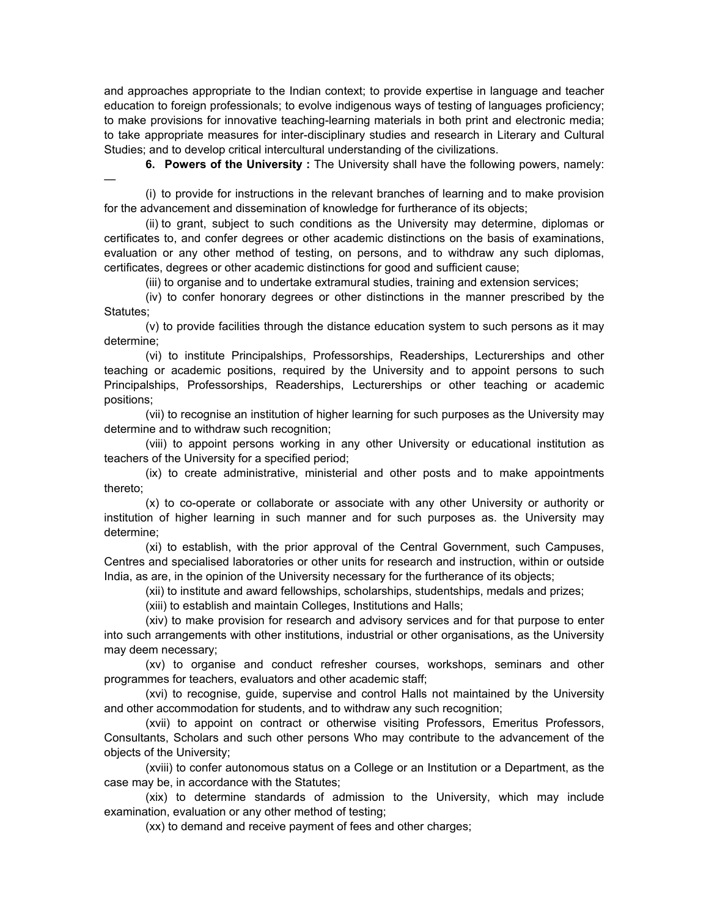and approaches appropriate to the Indian context; to provide expertise in language and teacher education to foreign professionals; to evolve indigenous ways of testing of languages proficiency; to make provisions for innovative teaching-learning materials in both print and electronic media; to take appropriate measures for inter-disciplinary studies and research in Literary and Cultural Studies; and to develop critical intercultural understanding of the civilizations.

**6. Powers of the University :** The University shall have the following powers, namely: —

(i) to provide for instructions in the relevant branches of learning and to make provision for the advancement and dissemination of knowledge for furtherance of its objects;

(ii) to grant, subject to such conditions as the University may determine, diplomas or certificates to, and confer degrees or other academic distinctions on the basis of examinations, evaluation or any other method of testing, on persons, and to withdraw any such diplomas, certificates, degrees or other academic distinctions for good and sufficient cause;

(iii) to organise and to undertake extramural studies, training and extension services;

(iv) to confer honorary degrees or other distinctions in the manner prescribed by the Statutes;

(v) to provide facilities through the distance education system to such persons as it may determine;

(vi) to institute Principalships, Professorships, Readerships, Lecturerships and other teaching or academic positions, required by the University and to appoint persons to such Principalships, Professorships, Readerships, Lecturerships or other teaching or academic positions;

(vii) to recognise an institution of higher learning for such purposes as the University may determine and to withdraw such recognition;

(viii) to appoint persons working in any other University or educational institution as teachers of the University for a specified period;

(ix) to create administrative, ministerial and other posts and to make appointments thereto;

(x) to co-operate or collaborate or associate with any other University or authority or institution of higher learning in such manner and for such purposes as. the University may determine;

(xi) to establish, with the prior approval of the Central Government, such Campuses, Centres and specialised laboratories or other units for research and instruction, within or outside India, as are, in the opinion of the University necessary for the furtherance of its objects;

(xii) to institute and award fellowships, scholarships, studentships, medals and prizes;

(xiii) to establish and maintain Colleges, Institutions and Halls;

(xiv) to make provision for research and advisory services and for that purpose to enter into such arrangements with other institutions, industrial or other organisations, as the University may deem necessary;

(xv) to organise and conduct refresher courses, workshops, seminars and other programmes for teachers, evaluators and other academic staff;

(xvi) to recognise, guide, supervise and control Halls not maintained by the University and other accommodation for students, and to withdraw any such recognition;

(xvii) to appoint on contract or otherwise visiting Professors, Emeritus Professors, Consultants, Scholars and such other persons Who may contribute to the advancement of the objects of the University;

(xviii) to confer autonomous status on a College or an Institution or a Department, as the case may be, in accordance with the Statutes;

(xix) to determine standards of admission to the University, which may include examination, evaluation or any other method of testing;

(xx) to demand and receive payment of fees and other charges;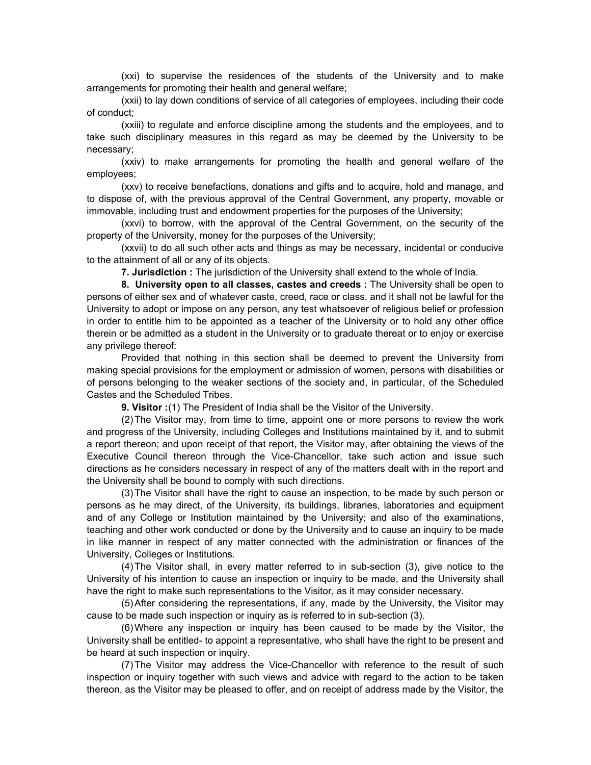(xxi) to supervise the residences of the students of the University and to make arrangements for promoting their health and general welfare;

(xxii) to lay down conditions of service of all categories of employees, including their code of conduct;

(xxiii) to regulate and enforce discipline among the students and the employees, and to take such disciplinary measures in this regard as may be deemed by the University to be necessary;

(xxiv) to make arrangements for promoting the health and general welfare of the employees;

(xxv) to receive benefactions, donations and gifts and to acquire, hold and manage, and to dispose of, with the previous approval of the Central Government, any property, movable or immovable, including trust and endowment properties for the purposes of the University;

(xxvi) to borrow, with the approval of the Central Government, on the security of the property of the University, money for the purposes of the University;

(xxvii) to do all such other acts and things as may be necessary, incidental or conducive to the attainment of all or any of its objects.

**7. Jurisdiction :** The jurisdiction of the University shall extend to the whole of India.

**8. University open to all classes, castes and creeds :** The University shall be open to persons of either sex and of whatever caste, creed, race or class, and it shall not be lawful for the University to adopt or impose on any person, any test whatsoever of religious belief or profession in order to entitle him to be appointed as a teacher of the University or to hold any other office therein or be admitted as a student in the University or to graduate thereat or to enjoy or exercise any privilege thereof:

Provided that nothing in this section shall be deemed to prevent the University from making special provisions for the employment or admission of women, persons with disabilities or of persons belonging to the weaker sections of the society and, in particular, of the Scheduled Castes and the Scheduled Tribes.

**9. Visitor :**(1) The President of India shall be the Visitor of the University.

(2) The Visitor may, from time to time, appoint one or more persons to review the work and progress of the University, including Colleges and Institutions maintained by it, and to submit a report thereon; and upon receipt of that report, the Visitor may, after obtaining the views of the Executive Council thereon through the Vice-Chancellor, take such action and issue such directions as he considers necessary in respect of any of the matters dealt with in the report and the University shall be bound to comply with such directions.

(3) The Visitor shall have the right to cause an inspection, to be made by such person or persons as he may direct, of the University, its buildings, libraries, laboratories and equipment and of any College or Institution maintained by the University; and also of the examinations, teaching and other work conducted or done by the University and to cause an inquiry to be made in like manner in respect of any matter connected with the administration or finances of the University, Colleges or Institutions.

(4) The Visitor shall, in every matter referred to in sub-section (3), give notice to the University of his intention to cause an inspection or inquiry to be made, and the University shall have the right to make such representations to the Visitor, as it may consider necessary.

(5) After considering the representations, if any, made by the University, the Visitor may cause to be made such inspection or inquiry as is referred to in sub-section (3).

(6) Where any inspection or inquiry has been caused to be made by the Visitor, the University shall be entitled- to appoint a representative, who shall have the right to be present and be heard at such inspection or inquiry.

(7) The Visitor may address the Vice-Chancellor with reference to the result of such inspection or inquiry together with such views and advice with regard to the action to be taken thereon, as the Visitor may be pleased to offer, and on receipt of address made by the Visitor, the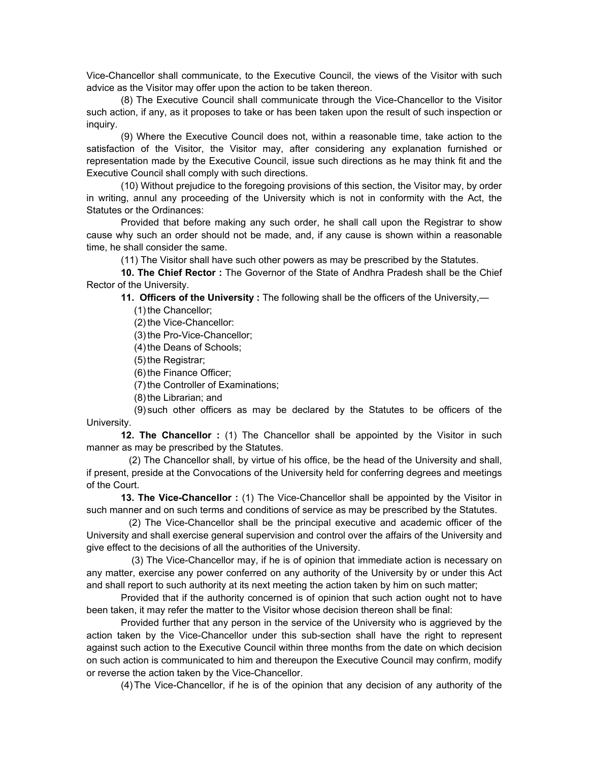Vice-Chancellor shall communicate, to the Executive Council, the views of the Visitor with such advice as the Visitor may offer upon the action to be taken thereon.

(8) The Executive Council shall communicate through the Vice-Chancellor to the Visitor such action, if any, as it proposes to take or has been taken upon the result of such inspection or inquiry.

(9) Where the Executive Council does not, within a reasonable time, take action to the satisfaction of the Visitor, the Visitor may, after considering any explanation furnished or representation made by the Executive Council, issue such directions as he may think fit and the Executive Council shall comply with such directions.

(10) Without prejudice to the foregoing provisions of this section, the Visitor may, by order in writing, annul any proceeding of the University which is not in conformity with the Act, the Statutes or the Ordinances:

Provided that before making any such order, he shall call upon the Registrar to show cause why such an order should not be made, and, if any cause is shown within a reasonable time, he shall consider the same.

(11) The Visitor shall have such other powers as may be prescribed by the Statutes.

**10. The Chief Rector :** The Governor of the State of Andhra Pradesh shall be the Chief Rector of the University.

**11. Officers of the University :** The following shall be the officers of the University,—

(1) the Chancellor;

(2) the Vice-Chancellor:

(3) the Pro-Vice-Chancellor;

(4) the Deans of Schools;

(5) the Registrar;

(6) the Finance Officer;

(7) the Controller of Examinations;

(8) the Librarian; and

(9) such other officers as may be declared by the Statutes to be officers of the University.

**12. The Chancellor :** (1) The Chancellor shall be appointed by the Visitor in such manner as may be prescribed by the Statutes.

(2) The Chancellor shall, by virtue of his office, be the head of the University and shall, if present, preside at the Convocations of the University held for conferring degrees and meetings of the Court.

**13. The Vice-Chancellor :** (1) The Vice-Chancellor shall be appointed by the Visitor in such manner and on such terms and conditions of service as may be prescribed by the Statutes.

(2) The Vice-Chancellor shall be the principal executive and academic officer of the University and shall exercise general supervision and control over the affairs of the University and give effect to the decisions of all the authorities of the University.

(3) The Vice-Chancellor may, if he is of opinion that immediate action is necessary on any matter, exercise any power conferred on any authority of the University by or under this Act and shall report to such authority at its next meeting the action taken by him on such matter;

Provided that if the authority concerned is of opinion that such action ought not to have been taken, it may refer the matter to the Visitor whose decision thereon shall be final:

Provided further that any person in the service of the University who is aggrieved by the action taken by the Vice-Chancellor under this sub-section shall have the right to represent against such action to the Executive Council within three months from the date on which decision on such action is communicated to him and thereupon the Executive Council may confirm, modify or reverse the action taken by the Vice-Chancellor.

(4) The Vice-Chancellor, if he is of the opinion that any decision of any authority of the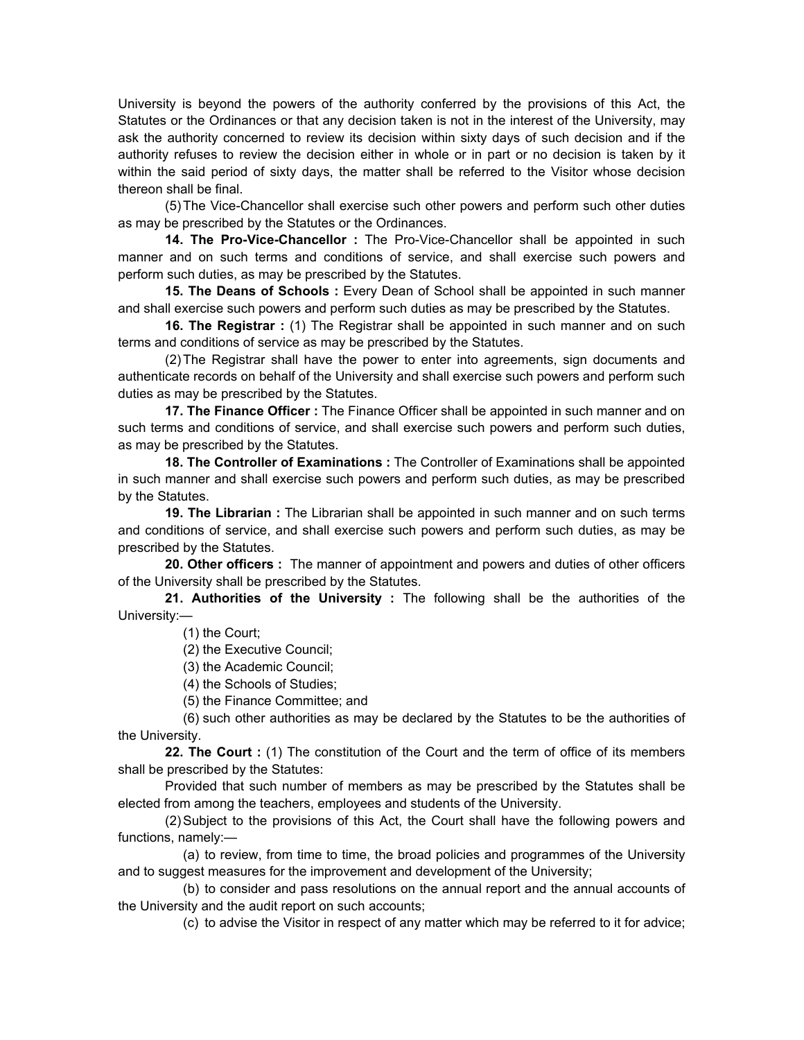University is beyond the powers of the authority conferred by the provisions of this Act, the Statutes or the Ordinances or that any decision taken is not in the interest of the University, may ask the authority concerned to review its decision within sixty days of such decision and if the authority refuses to review the decision either in whole or in part or no decision is taken by it within the said period of sixty days, the matter shall be referred to the Visitor whose decision thereon shall be final.

(5) The Vice-Chancellor shall exercise such other powers and perform such other duties as may be prescribed by the Statutes or the Ordinances.

**14. The Pro-Vice-Chancellor :** The Pro-Vice-Chancellor shall be appointed in such manner and on such terms and conditions of service, and shall exercise such powers and perform such duties, as may be prescribed by the Statutes.

**15. The Deans of Schools :** Every Dean of School shall be appointed in such manner and shall exercise such powers and perform such duties as may be prescribed by the Statutes.

**16. The Registrar :** (1) The Registrar shall be appointed in such manner and on such terms and conditions of service as may be prescribed by the Statutes.

(2) The Registrar shall have the power to enter into agreements, sign documents and authenticate records on behalf of the University and shall exercise such powers and perform such duties as may be prescribed by the Statutes.

**17. The Finance Officer :** The Finance Officer shall be appointed in such manner and on such terms and conditions of service, and shall exercise such powers and perform such duties, as may be prescribed by the Statutes.

**18. The Controller of Examinations :** The Controller of Examinations shall be appointed in such manner and shall exercise such powers and perform such duties, as may be prescribed by the Statutes.

**19. The Librarian :** The Librarian shall be appointed in such manner and on such terms and conditions of service, and shall exercise such powers and perform such duties, as may be prescribed by the Statutes.

**20. Other officers :** The manner of appointment and powers and duties of other officers of the University shall be prescribed by the Statutes.

**21. Authorities of the University :** The following shall be the authorities of the University:—

(1) the Court;

(2) the Executive Council;

(3) the Academic Council;

(4) the Schools of Studies;

(5) the Finance Committee; and

(6) such other authorities as may be declared by the Statutes to be the authorities of the University.

**22. The Court :** (1) The constitution of the Court and the term of office of its members shall be prescribed by the Statutes:

Provided that such number of members as may be prescribed by the Statutes shall be elected from among the teachers, employees and students of the University.

(2) Subject to the provisions of this Act, the Court shall have the following powers and functions, namely:—

(a) to review, from time to time, the broad policies and programmes of the University and to suggest measures for the improvement and development of the University;

(b) to consider and pass resolutions on the annual report and the annual accounts of the University and the audit report on such accounts;

(c) to advise the Visitor in respect of any matter which may be referred to it for advice;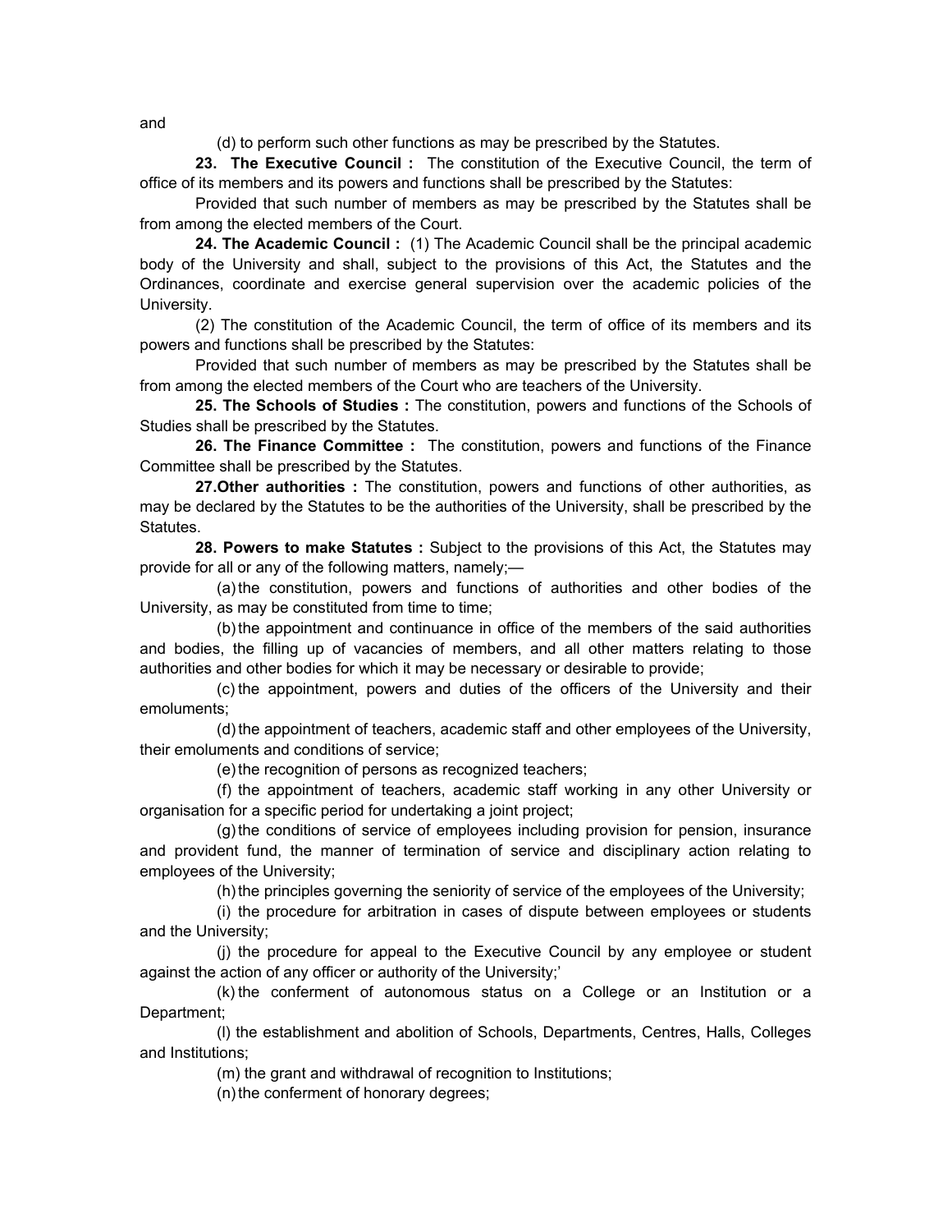and

(d) to perform such other functions as may be prescribed by the Statutes.

**23. The Executive Council :** The constitution of the Executive Council, the term of office of its members and its powers and functions shall be prescribed by the Statutes:

Provided that such number of members as may be prescribed by the Statutes shall be from among the elected members of the Court.

**24. The Academic Council :** (1) The Academic Council shall be the principal academic body of the University and shall, subject to the provisions of this Act, the Statutes and the Ordinances, coordinate and exercise general supervision over the academic policies of the University.

(2) The constitution of the Academic Council, the term of office of its members and its powers and functions shall be prescribed by the Statutes:

Provided that such number of members as may be prescribed by the Statutes shall be from among the elected members of the Court who are teachers of the University.

**25. The Schools of Studies :** The constitution, powers and functions of the Schools of Studies shall be prescribed by the Statutes.

**26. The Finance Committee :** The constitution, powers and functions of the Finance Committee shall be prescribed by the Statutes.

**27.Other authorities :** The constitution, powers and functions of other authorities, as may be declared by the Statutes to be the authorities of the University, shall be prescribed by the Statutes.

**28. Powers to make Statutes :** Subject to the provisions of this Act, the Statutes may provide for all or any of the following matters, namely;—

(a) the constitution, powers and functions of authorities and other bodies of the University, as may be constituted from time to time;

(b) the appointment and continuance in office of the members of the said authorities and bodies, the filling up of vacancies of members, and all other matters relating to those authorities and other bodies for which it may be necessary or desirable to provide;

(c) the appointment, powers and duties of the officers of the University and their emoluments;

(d) the appointment of teachers, academic staff and other employees of the University, their emoluments and conditions of service;

(e) the recognition of persons as recognized teachers;

(f) the appointment of teachers, academic staff working in any other University or organisation for a specific period for undertaking a joint project;

(g) the conditions of service of employees including provision for pension, insurance and provident fund, the manner of termination of service and disciplinary action relating to employees of the University;

(h) the principles governing the seniority of service of the employees of the University;

(i) the procedure for arbitration in cases of dispute between employees or students and the University;

(j) the procedure for appeal to the Executive Council by any employee or student against the action of any officer or authority of the University;'

(k) the conferment of autonomous status on a College or an Institution or a Department;

(l) the establishment and abolition of Schools, Departments, Centres, Halls, Colleges and Institutions;

(m) the grant and withdrawal of recognition to Institutions;

(n) the conferment of honorary degrees;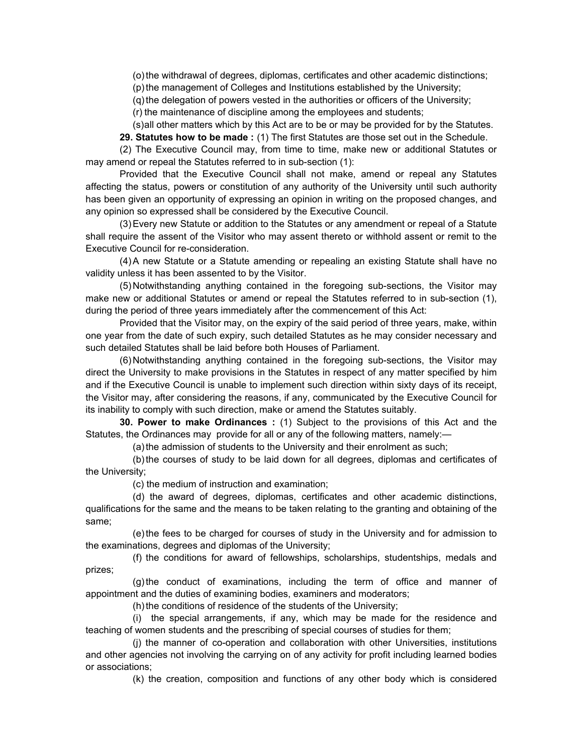(o) the withdrawal of degrees, diplomas, certificates and other academic distinctions;

(p) the management of Colleges and Institutions established by the University;

(q) the delegation of powers vested in the authorities or officers of the University;

(r) the maintenance of discipline among the employees and students;

(s) all other matters which by this Act are to be or may be provided for by the Statutes.

**29. Statutes how to be made :** (1) The first Statutes are those set out in the Schedule.

(2) The Executive Council may, from time to time, make new or additional Statutes or may amend or repeal the Statutes referred to in sub-section (1):

Provided that the Executive Council shall not make, amend or repeal any Statutes affecting the status, powers or constitution of any authority of the University until such authority has been given an opportunity of expressing an opinion in writing on the proposed changes, and any opinion so expressed shall be considered by the Executive Council.

(3) Every new Statute or addition to the Statutes or any amendment or repeal of a Statute shall require the assent of the Visitor who may assent thereto or withhold assent or remit to the Executive Council for re-consideration.

(4) A new Statute or a Statute amending or repealing an existing Statute shall have no validity unless it has been assented to by the Visitor.

(5) Notwithstanding anything contained in the foregoing sub-sections, the Visitor may make new or additional Statutes or amend or repeal the Statutes referred to in sub-section (1), during the period of three years immediately after the commencement of this Act:

Provided that the Visitor may, on the expiry of the said period of three years, make, within one year from the date of such expiry, such detailed Statutes as he may consider necessary and such detailed Statutes shall be laid before both Houses of Parliament.

(6) Notwithstanding anything contained in the foregoing sub-sections, the Visitor may direct the University to make provisions in the Statutes in respect of any matter specified by him and if the Executive Council is unable to implement such direction within sixty days of its receipt, the Visitor may, after considering the reasons, if any, communicated by the Executive Council for its inability to comply with such direction, make or amend the Statutes suitably.

**30. Power to make Ordinances :** (1) Subject to the provisions of this Act and the Statutes, the Ordinances may provide for all or any of the following matters, namely:—

(a) the admission of students to the University and their enrolment as such;

(b) the courses of study to be laid down for all degrees, diplomas and certificates of the University;

(c) the medium of instruction and examination;

(d) the award of degrees, diplomas, certificates and other academic distinctions, qualifications for the same and the means to be taken relating to the granting and obtaining of the same;

(e) the fees to be charged for courses of study in the University and for admission to the examinations, degrees and diplomas of the University;

(f) the conditions for award of fellowships, scholarships, studentships, medals and prizes;

(g) the conduct of examinations, including the term of office and manner of appointment and the duties of examining bodies, examiners and moderators;

(h) the conditions of residence of the students of the University;

(i) the special arrangements, if any, which may be made for the residence and teaching of women students and the prescribing of special courses of studies for them;

(j) the manner of co-operation and collaboration with other Universities, institutions and other agencies not involving the carrying on of any activity for profit including learned bodies or associations;

(k) the creation, composition and functions of any other body which is considered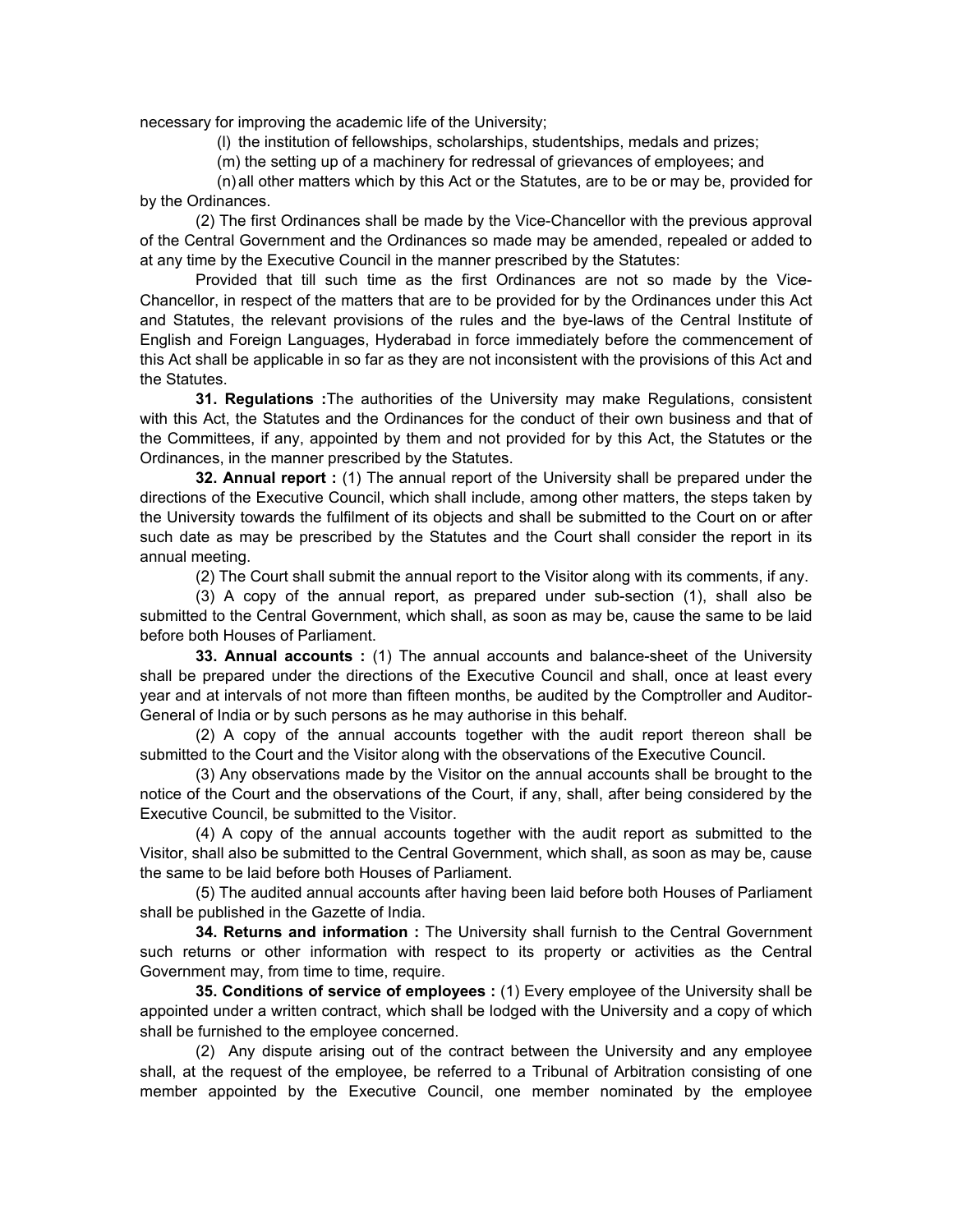necessary for improving the academic life of the University;

(l) the institution of fellowships, scholarships, studentships, medals and prizes;

(m) the setting up of a machinery for redressal of grievances of employees; and

(n) all other matters which by this Act or the Statutes, are to be or may be, provided for by the Ordinances.

(2) The first Ordinances shall be made by the Vice-Chancellor with the previous approval of the Central Government and the Ordinances so made may be amended, repealed or added to at any time by the Executive Council in the manner prescribed by the Statutes:

Provided that till such time as the first Ordinances are not so made by the Vice-Chancellor, in respect of the matters that are to be provided for by the Ordinances under this Act and Statutes, the relevant provisions of the rules and the bye-laws of the Central Institute of English and Foreign Languages, Hyderabad in force immediately before the commencement of this Act shall be applicable in so far as they are not inconsistent with the provisions of this Act and the Statutes.

**31. Regulations :** The authorities of the University may make Regulations, consistent with this Act, the Statutes and the Ordinances for the conduct of their own business and that of the Committees, if any, appointed by them and not provided for by this Act, the Statutes or the Ordinances, in the manner prescribed by the Statutes.

**32. Annual report :** (1) The annual report of the University shall be prepared under the directions of the Executive Council, which shall include, among other matters, the steps taken by the University towards the fulfilment of its objects and shall be submitted to the Court on or after such date as may be prescribed by the Statutes and the Court shall consider the report in its annual meeting.

(2) The Court shall submit the annual report to the Visitor along with its comments, if any.

(3) A copy of the annual report, as prepared under sub-section (1), shall also be submitted to the Central Government, which shall, as soon as may be, cause the same to be laid before both Houses of Parliament.

**33. Annual accounts :** (1) The annual accounts and balance-sheet of the University shall be prepared under the directions of the Executive Council and shall, once at least every year and at intervals of not more than fifteen months, be audited by the Comptroller and Auditor-General of India or by such persons as he may authorise in this behalf.

(2) A copy of the annual accounts together with the audit report thereon shall be submitted to the Court and the Visitor along with the observations of the Executive Council.

(3) Any observations made by the Visitor on the annual accounts shall be brought to the notice of the Court and the observations of the Court, if any, shall, after being considered by the Executive Council, be submitted to the Visitor.

(4) A copy of the annual accounts together with the audit report as submitted to the Visitor, shall also be submitted to the Central Government, which shall, as soon as may be, cause the same to be laid before both Houses of Parliament.

(5) The audited annual accounts after having been laid before both Houses of Parliament shall be published in the Gazette of India.

**34. Returns and information :** The University shall furnish to the Central Government such returns or other information with respect to its property or activities as the Central Government may, from time to time, require.

**35. Conditions of service of employees :** (1) Every employee of the University shall be appointed under a written contract, which shall be lodged with the University and a copy of which shall be furnished to the employee concerned.

(2) Any dispute arising out of the contract between the University and any employee shall, at the request of the employee, be referred to a Tribunal of Arbitration consisting of one member appointed by the Executive Council, one member nominated by the employee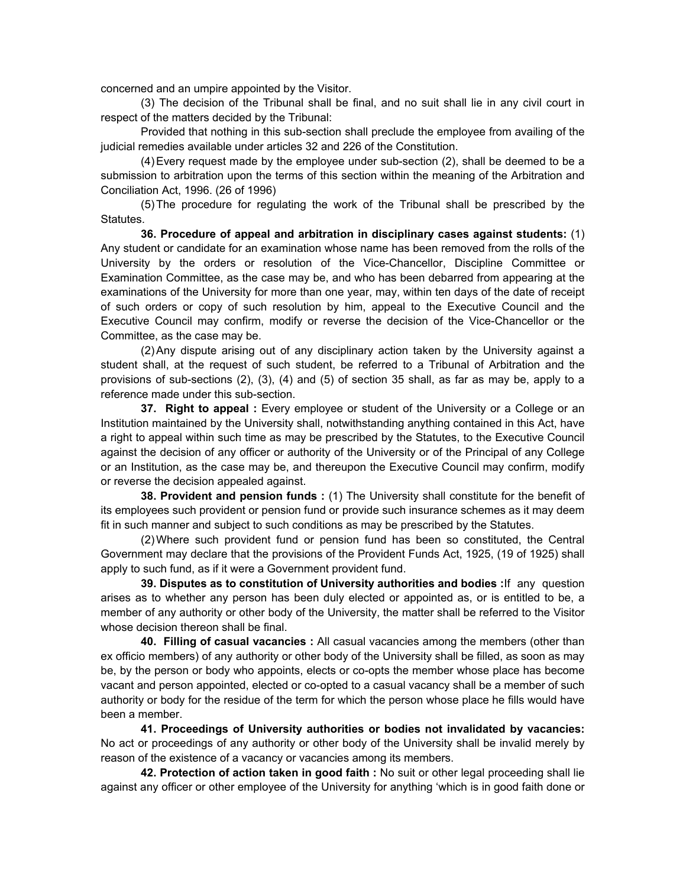concerned and an umpire appointed by the Visitor.

(3) The decision of the Tribunal shall be final, and no suit shall lie in any civil court in respect of the matters decided by the Tribunal:

Provided that nothing in this sub-section shall preclude the employee from availing of the judicial remedies available under articles 32 and 226 of the Constitution.

(4) Every request made by the employee under sub-section (2), shall be deemed to be a submission to arbitration upon the terms of this section within the meaning of the Arbitration and Conciliation Act, 1996. (26 of 1996)

(5) The procedure for regulating the work of the Tribunal shall be prescribed by the Statutes.

**36. Procedure of appeal and arbitration in disciplinary cases against students:** (1) Any student or candidate for an examination whose name has been removed from the rolls of the University by the orders or resolution of the Vice-Chancellor, Discipline Committee or Examination Committee, as the case may be, and who has been debarred from appearing at the examinations of the University for more than one year, may, within ten days of the date of receipt of such orders or copy of such resolution by him, appeal to the Executive Council and the Executive Council may confirm, modify or reverse the decision of the Vice-Chancellor or the Committee, as the case may be.

(2) Any dispute arising out of any disciplinary action taken by the University against a student shall, at the request of such student, be referred to a Tribunal of Arbitration and the provisions of sub-sections (2), (3), (4) and (5) of section 35 shall, as far as may be, apply to a reference made under this sub-section.

**37. Right to appeal :** Every employee or student of the University or a College or an Institution maintained by the University shall, notwithstanding anything contained in this Act, have a right to appeal within such time as may be prescribed by the Statutes, to the Executive Council against the decision of any officer or authority of the University or of the Principal of any College or an Institution, as the case may be, and thereupon the Executive Council may confirm, modify or reverse the decision appealed against.

**38. Provident and pension funds :** (1) The University shall constitute for the benefit of its employees such provident or pension fund or provide such insurance schemes as it may deem fit in such manner and subject to such conditions as may be prescribed by the Statutes.

(2) Where such provident fund or pension fund has been so constituted, the Central Government may declare that the provisions of the Provident Funds Act, 1925, (19 of 1925) shall apply to such fund, as if it were a Government provident fund.

**39. Disputes as to constitution of University authorities and bodies :** If any question arises as to whether any person has been duly elected or appointed as, or is entitled to be, a member of any authority or other body of the University, the matter shall be referred to the Visitor whose decision thereon shall be final.

**40. Filling of casual vacancies :** All casual vacancies among the members (other than ex officio members) of any authority or other body of the University shall be filled, as soon as may be, by the person or body who appoints, elects or co-opts the member whose place has become vacant and person appointed, elected or co-opted to a casual vacancy shall be a member of such authority or body for the residue of the term for which the person whose place he fills would have been a member.

**41. Proceedings of University authorities or bodies not invalidated by vacancies:** No act or proceedings of any authority or other body of the University shall be invalid merely by reason of the existence of a vacancy or vacancies among its members.

**42. Protection of action taken in good faith :** No suit or other legal proceeding shall lie against any officer or other employee of the University for anything 'which is in good faith done or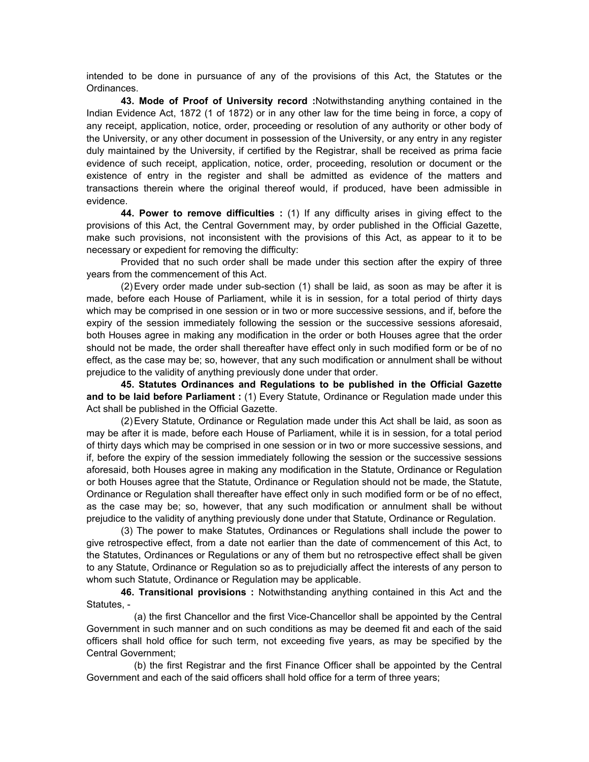intended to be done in pursuance of any of the provisions of this Act, the Statutes or the Ordinances.

**43. Mode of Proof of University record :**Notwithstanding anything contained in the Indian Evidence Act, 1872 (1 of 1872) or in any other law for the time being in force, a copy of any receipt, application, notice, order, proceeding or resolution of any authority or other body of the University, or any other document in possession of the University, or any entry in any register duly maintained by the University, if certified by the Registrar, shall be received as prima facie evidence of such receipt, application, notice, order, proceeding, resolution or document or the existence of entry in the register and shall be admitted as evidence of the matters and transactions therein where the original thereof would, if produced, have been admissible in evidence.

**44. Power to remove difficulties :** (1) If any difficulty arises in giving effect to the provisions of this Act, the Central Government may, by order published in the Official Gazette, make such provisions, not inconsistent with the provisions of this Act, as appear to it to be necessary or expedient for removing the difficulty:

Provided that no such order shall be made under this section after the expiry of three years from the commencement of this Act.

(2) Every order made under sub-section (1) shall be laid, as soon as may be after it is made, before each House of Parliament, while it is in session, for a total period of thirty days which may be comprised in one session or in two or more successive sessions, and if, before the expiry of the session immediately following the session or the successive sessions aforesaid, both Houses agree in making any modification in the order or both Houses agree that the order should not be made, the order shall thereafter have effect only in such modified form or be of no effect, as the case may be; so, however, that any such modification or annulment shall be without prejudice to the validity of anything previously done under that order.

**45. Statutes Ordinances and Regulations to be published in the Official Gazette and to be laid before Parliament :** (1) Every Statute, Ordinance or Regulation made under this Act shall be published in the Official Gazette.

(2) Every Statute, Ordinance or Regulation made under this Act shall be laid, as soon as may be after it is made, before each House of Parliament, while it is in session, for a total period of thirty days which may be comprised in one session or in two or more successive sessions, and if, before the expiry of the session immediately following the session or the successive sessions aforesaid, both Houses agree in making any modification in the Statute, Ordinance or Regulation or both Houses agree that the Statute, Ordinance or Regulation should not be made, the Statute, Ordinance or Regulation shall thereafter have effect only in such modified form or be of no effect, as the case may be; so, however, that any such modification or annulment shall be without prejudice to the validity of anything previously done under that Statute, Ordinance or Regulation.

(3) The power to make Statutes, Ordinances or Regulations shall include the power to give retrospective effect, from a date not earlier than the date of commencement of this Act, to the Statutes, Ordinances or Regulations or any of them but no retrospective effect shall be given to any Statute, Ordinance or Regulation so as to prejudicially affect the interests of any person to whom such Statute, Ordinance or Regulation may be applicable.

**46. Transitional provisions :** Notwithstanding anything contained in this Act and the Statutes, -

(a) the first Chancellor and the first Vice-Chancellor shall be appointed by the Central Government in such manner and on such conditions as may be deemed fit and each of the said officers shall hold office for such term, not exceeding five years, as may be specified by the Central Government;

(b) the first Registrar and the first Finance Officer shall be appointed by the Central Government and each of the said officers shall hold office for a term of three years;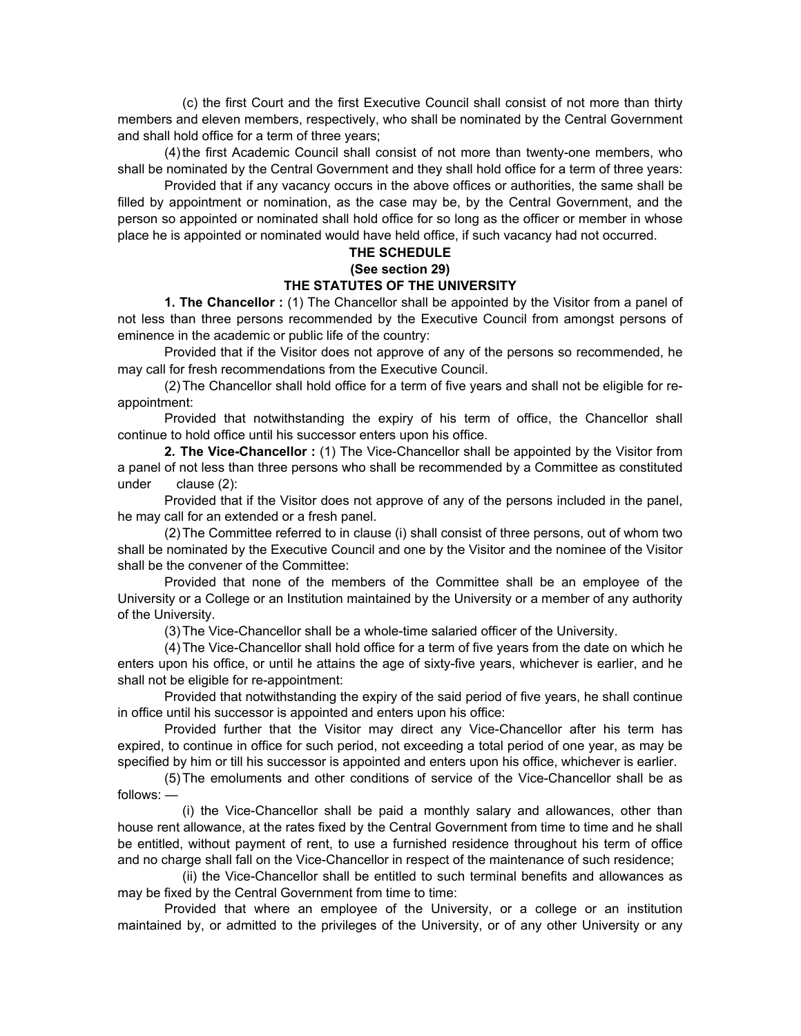(c) the first Court and the first Executive Council shall consist of not more than thirty members and eleven members, respectively, who shall be nominated by the Central Government and shall hold office for a term of three years;

(4) the first Academic Council shall consist of not more than twenty-one members, who shall be nominated by the Central Government and they shall hold office for a term of three years:

Provided that if any vacancy occurs in the above offices or authorities, the same shall be filled by appointment or nomination, as the case may be, by the Central Government, and the person so appointed or nominated shall hold office for so long as the officer or member in whose place he is appointed or nominated would have held office, if such vacancy had not occurred.

## THE SCHEDULE

**(See section 29)**

## THE STATUTES OF THE UNIVERSITY

**1. The Chancellor :** (1) The Chancellor shall be appointed by the Visitor from a panel of not less than three persons recommended by the Executive Council from amongst persons of eminence in the academic or public life of the country:

Provided that if the Visitor does not approve of any of the persons so recommended, he may call for fresh recommendations from the Executive Council.

(2) The Chancellor shall hold office for a term of five years and shall not be eligible for re-appointment:

Provided that notwithstanding the expiry of his term of office, the Chancellor shall continue to hold office until his successor enters upon his office.

**2. The Vice-Chancellor :** (1) The Vice-Chancellor shall be appointed by the Visitor from a panel of not less than three persons who shall be recommended by a Committee as constituted under clause (2):

Provided that if the Visitor does not approve of any of the persons included in the panel, he may call for an extended or a fresh panel.

(2) The Committee referred to in clause (i) shall consist of three persons, out of whom two shall be nominated by the Executive Council and one by the Visitor and the nominee of the Visitor shall be the convener of the Committee:

Provided that none of the members of the Committee shall be an employee of the University or a College or an Institution maintained by the University or a member of any authority of the University.

(3) The Vice-Chancellor shall be a whole-time salaried officer of the University.

(4) The Vice-Chancellor shall hold office for a term of five years from the date on which he enters upon his office, or until he attains the age of sixty-five years, whichever is earlier, and he shall not be eligible for re-appointment:

Provided that notwithstanding the expiry of the said period of five years, he shall continue in office until his successor is appointed and enters upon his office:

Provided further that the Visitor may direct any Vice-Chancellor after his term has expired, to continue in office for such period, not exceeding a total period of one year, as may be specified by him or till his successor is appointed and enters upon his office, whichever is earlier.

(5) The emoluments and other conditions of service of the Vice-Chancellor shall be as follows: —

(i) the Vice-Chancellor shall be paid a monthly salary and allowances, other than house rent allowance, at the rates fixed by the Central Government from time to time and he shall be entitled, without payment of rent, to use a furnished residence throughout his term of office and no charge shall fall on the Vice-Chancellor in respect of the maintenance of such residence;

(ii) the Vice-Chancellor shall be entitled to such terminal benefits and allowances as may be fixed by the Central Government from time to time:

Provided that where an employee of the University, or a college or an institution maintained by, or admitted to the privileges of the University, or of any other University or any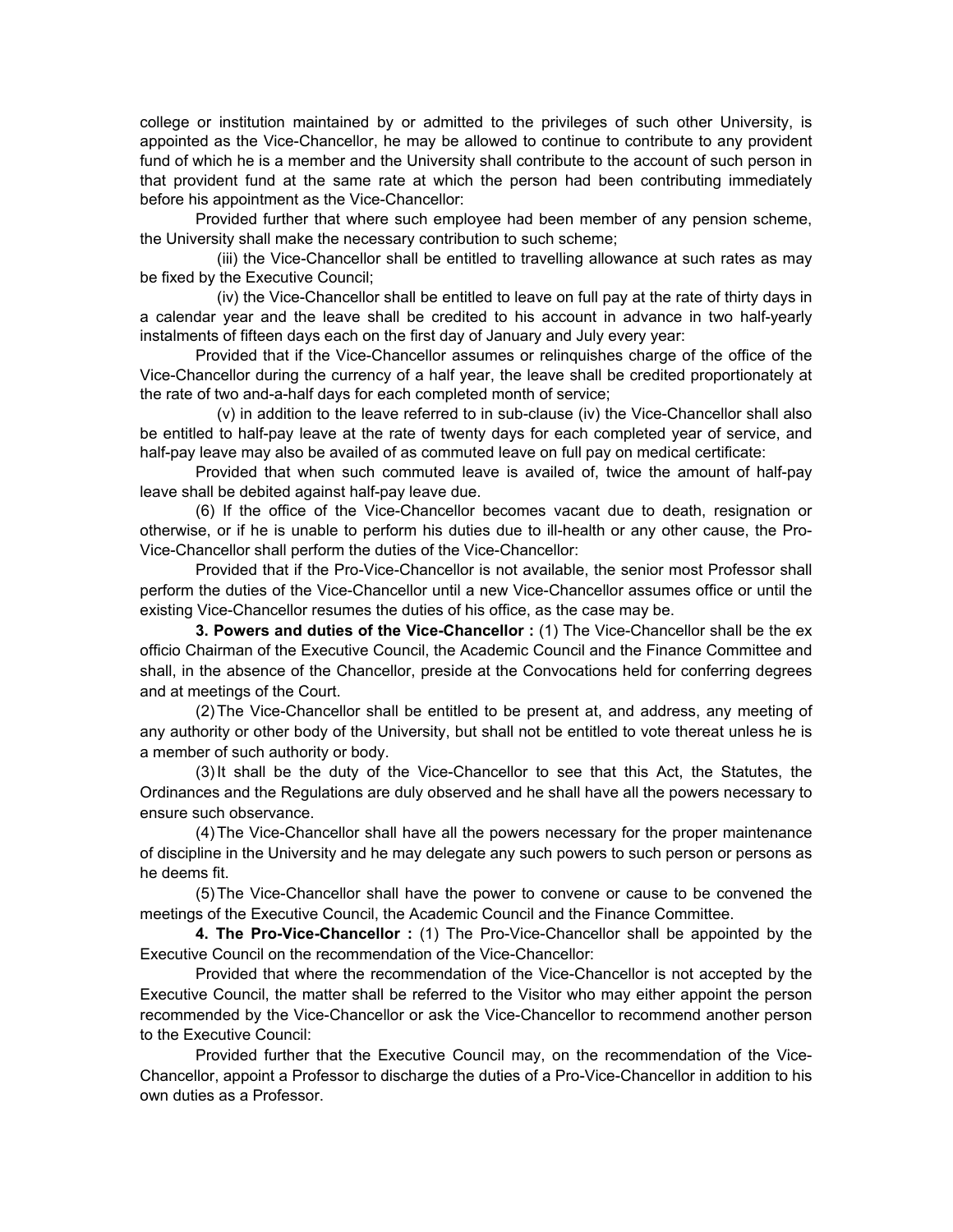college or institution maintained by or admitted to the privileges of such other University, is appointed as the Vice-Chancellor, he may be allowed to continue to contribute to any provident fund of which he is a member and the University shall contribute to the account of such person in that provident fund at the same rate at which the person had been contributing immediately before his appointment as the Vice-Chancellor:

Provided further that where such employee had been member of any pension scheme, the University shall make the necessary contribution to such scheme;

(iii) the Vice-Chancellor shall be entitled to travelling allowance at such rates as may be fixed by the Executive Council;

(iv) the Vice-Chancellor shall be entitled to leave on full pay at the rate of thirty days in a calendar year and the leave shall be credited to his account in advance in two half-yearly instalments of fifteen days each on the first day of January and July every year:

Provided that if the Vice-Chancellor assumes or relinquishes charge of the office of the Vice-Chancellor during the currency of a half year, the leave shall be credited proportionately at the rate of two and-a-half days for each completed month of service;

(v) in addition to the leave referred to in sub-clause (iv) the Vice-Chancellor shall also be entitled to half-pay leave at the rate of twenty days for each completed year of service, and half-pay leave may also be availed of as commuted leave on full pay on medical certificate:

Provided that when such commuted leave is availed of, twice the amount of half-pay leave shall be debited against half-pay leave due.

(6) If the office of the Vice-Chancellor becomes vacant due to death, resignation or otherwise, or if he is unable to perform his duties due to ill-health or any other cause, the Pro-Vice-Chancellor shall perform the duties of the Vice-Chancellor:

Provided that if the Pro-Vice-Chancellor is not available, the senior most Professor shall perform the duties of the Vice-Chancellor until a new Vice-Chancellor assumes office or until the existing Vice-Chancellor resumes the duties of his office, as the case may be.

**3. Powers and duties of the Vice-Chancellor :** (1) The Vice-Chancellor shall be the ex officio Chairman of the Executive Council, the Academic Council and the Finance Committee and shall, in the absence of the Chancellor, preside at the Convocations held for conferring degrees and at meetings of the Court.

(2) The Vice-Chancellor shall be entitled to be present at, and address, any meeting of any authority or other body of the University, but shall not be entitled to vote thereat unless he is a member of such authority or body.

(3) It shall be the duty of the Vice-Chancellor to see that this Act, the Statutes, the Ordinances and the Regulations are duly observed and he shall have all the powers necessary to ensure such observance.

(4) The Vice-Chancellor shall have all the powers necessary for the proper maintenance of discipline in the University and he may delegate any such powers to such person or persons as he deems fit.

(5) The Vice-Chancellor shall have the power to convene or cause to be convened the meetings of the Executive Council, the Academic Council and the Finance Committee.

**4. The Pro-Vice-Chancellor :** (1) The Pro-Vice-Chancellor shall be appointed by the Executive Council on the recommendation of the Vice-Chancellor:

Provided that where the recommendation of the Vice-Chancellor is not accepted by the Executive Council, the matter shall be referred to the Visitor who may either appoint the person recommended by the Vice-Chancellor or ask the Vice-Chancellor to recommend another person to the Executive Council:

Provided further that the Executive Council may, on the recommendation of the Vice-Chancellor, appoint a Professor to discharge the duties of a Pro-Vice-Chancellor in addition to his own duties as a Professor.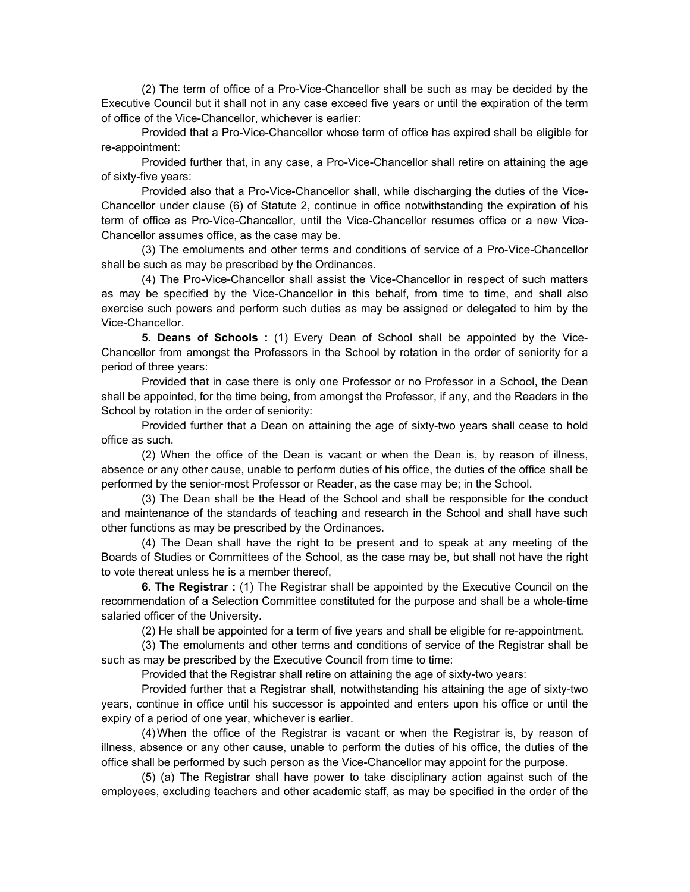(2) The term of office of a Pro-Vice-Chancellor shall be such as may be decided by the Executive Council but it shall not in any case exceed five years or until the expiration of the term of office of the Vice-Chancellor, whichever is earlier:

Provided that a Pro-Vice-Chancellor whose term of office has expired shall be eligible for re-appointment:

Provided further that, in any case, a Pro-Vice-Chancellor shall retire on attaining the age of sixty-five years:

Provided also that a Pro-Vice-Chancellor shall, while discharging the duties of the Vice-Chancellor under clause (6) of Statute 2, continue in office notwithstanding the expiration of his term of office as Pro-Vice-Chancellor, until the Vice-Chancellor resumes office or a new Vice-Chancellor assumes office, as the case may be.

(3) The emoluments and other terms and conditions of service of a Pro-Vice-Chancellor shall be such as may be prescribed by the Ordinances.

(4) The Pro-Vice-Chancellor shall assist the Vice-Chancellor in respect of such matters as may be specified by the Vice-Chancellor in this behalf, from time to time, and shall also exercise such powers and perform such duties as may be assigned or delegated to him by the Vice-Chancellor.

**5. Deans of Schools :** (1) Every Dean of School shall be appointed by the Vice-Chancellor from amongst the Professors in the School by rotation in the order of seniority for a period of three years:

Provided that in case there is only one Professor or no Professor in a School, the Dean shall be appointed, for the time being, from amongst the Professor, if any, and the Readers in the School by rotation in the order of seniority:

Provided further that a Dean on attaining the age of sixty-two years shall cease to hold office as such.

(2) When the office of the Dean is vacant or when the Dean is, by reason of illness, absence or any other cause, unable to perform duties of his office, the duties of the office shall be performed by the senior-most Professor or Reader, as the case may be; in the School.

(3) The Dean shall be the Head of the School and shall be responsible for the conduct and maintenance of the standards of teaching and research in the School and shall have such other functions as may be prescribed by the Ordinances.

(4) The Dean shall have the right to be present and to speak at any meeting of the Boards of Studies or Committees of the School, as the case may be, but shall not have the right to vote thereat unless he is a member thereof,

**6. The Registrar :** (1) The Registrar shall be appointed by the Executive Council on the recommendation of a Selection Committee constituted for the purpose and shall be a whole-time salaried officer of the University.

(2) He shall be appointed for a term of five years and shall be eligible for re-appointment.

(3) The emoluments and other terms and conditions of service of the Registrar shall be such as may be prescribed by the Executive Council from time to time:

Provided that the Registrar shall retire on attaining the age of sixty-two years:

Provided further that a Registrar shall, notwithstanding his attaining the age of sixty-two years, continue in office until his successor is appointed and enters upon his office or until the expiry of a period of one year, whichever is earlier.

(4) When the office of the Registrar is vacant or when the Registrar is, by reason of illness, absence or any other cause, unable to perform the duties of his office, the duties of the office shall be performed by such person as the Vice-Chancellor may appoint for the purpose.

(5) (a) The Registrar shall have power to take disciplinary action against such of the employees, excluding teachers and other academic staff, as may be specified in the order of the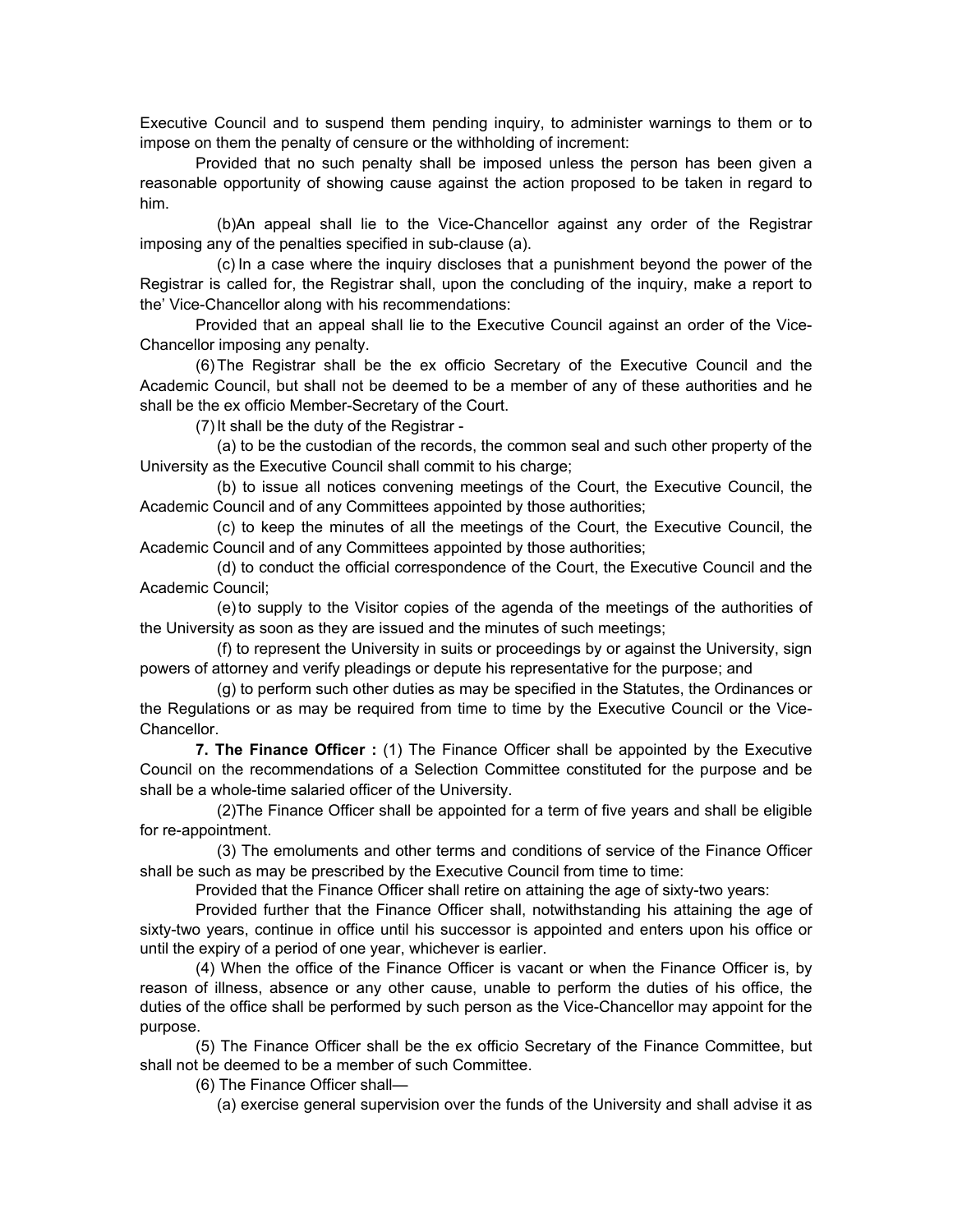Executive Council and to suspend them pending inquiry, to administer warnings to them or to impose on them the penalty of censure or the withholding of increment:

Provided that no such penalty shall be imposed unless the person has been given a reasonable opportunity of showing cause against the action proposed to be taken in regard to him.

(b)An appeal shall lie to the Vice-Chancellor against any order of the Registrar imposing any of the penalties specified in sub-clause (a).

(c) In a case where the inquiry discloses that a punishment beyond the power of the Registrar is called for, the Registrar shall, upon the concluding of the inquiry, make a report to the' Vice-Chancellor along with his recommendations:

Provided that an appeal shall lie to the Executive Council against an order of the Vice-Chancellor imposing any penalty.

(6) The Registrar shall be the ex officio Secretary of the Executive Council and the Academic Council, but shall not be deemed to be a member of any of these authorities and he shall be the ex officio Member-Secretary of the Court.

(7) It shall be the duty of the Registrar -

(a) to be the custodian of the records, the common seal and such other property of the University as the Executive Council shall commit to his charge;

(b) to issue all notices convening meetings of the Court, the Executive Council, the Academic Council and of any Committees appointed by those authorities;

(c) to keep the minutes of all the meetings of the Court, the Executive Council, the Academic Council and of any Committees appointed by those authorities;

(d) to conduct the official correspondence of the Court, the Executive Council and the Academic Council;

(e) to supply to the Visitor copies of the agenda of the meetings of the authorities of the University as soon as they are issued and the minutes of such meetings;

(f) to represent the University in suits or proceedings by or against the University, sign powers of attorney and verify pleadings or depute his representative for the purpose; and

(g) to perform such other duties as may be specified in the Statutes, the Ordinances or the Regulations or as may be required from time to time by the Executive Council or the Vice-Chancellor.

**7. The Finance Officer :** (1) The Finance Officer shall be appointed by the Executive Council on the recommendations of a Selection Committee constituted for the purpose and be shall be a whole-time salaried officer of the University.

(2)The Finance Officer shall be appointed for a term of five years and shall be eligible for re-appointment.

(3) The emoluments and other terms and conditions of service of the Finance Officer shall be such as may be prescribed by the Executive Council from time to time:

Provided that the Finance Officer shall retire on attaining the age of sixty-two years:

Provided further that the Finance Officer shall, notwithstanding his attaining the age of sixty-two years, continue in office until his successor is appointed and enters upon his office or until the expiry of a period of one year, whichever is earlier.

(4) When the office of the Finance Officer is vacant or when the Finance Officer is, by reason of illness, absence or any other cause, unable to perform the duties of his office, the duties of the office shall be performed by such person as the Vice-Chancellor may appoint for the purpose.

(5) The Finance Officer shall be the ex officio Secretary of the Finance Committee, but shall not be deemed to be a member of such Committee.

(6) The Finance Officer shall—

(a) exercise general supervision over the funds of the University and shall advise it as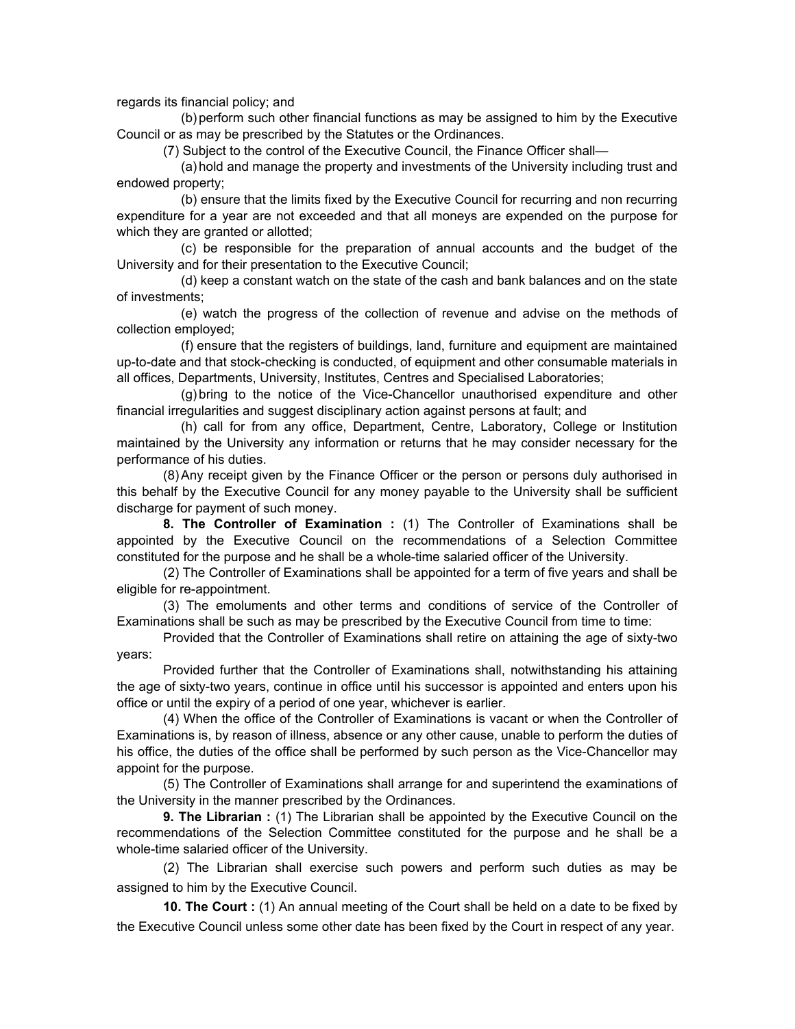regards its financial policy; and

(b) perform such other financial functions as may be assigned to him by the Executive Council or as may be prescribed by the Statutes or the Ordinances.

(7) Subject to the control of the Executive Council, the Finance Officer shall—

(a) hold and manage the property and investments of the University including trust and endowed property;

(b) ensure that the limits fixed by the Executive Council for recurring and non recurring expenditure for a year are not exceeded and that all moneys are expended on the purpose for which they are granted or allotted;

(c) be responsible for the preparation of annual accounts and the budget of the University and for their presentation to the Executive Council;

(d) keep a constant watch on the state of the cash and bank balances and on the state of investments;

(e) watch the progress of the collection of revenue and advise on the methods of collection employed;

(f) ensure that the registers of buildings, land, furniture and equipment are maintained up-to-date and that stock-checking is conducted, of equipment and other consumable materials in all offices, Departments, University, Institutes, Centres and Specialised Laboratories;

(g) bring to the notice of the Vice-Chancellor unauthorised expenditure and other financial irregularities and suggest disciplinary action against persons at fault; and

(h) call for from any office, Department, Centre, Laboratory, College or Institution maintained by the University any information or returns that he may consider necessary for the performance of his duties.

(8) Any receipt given by the Finance Officer or the person or persons duly authorised in this behalf by the Executive Council for any money payable to the University shall be sufficient discharge for payment of such money.

**8. The Controller of Examination :** (1) The Controller of Examinations shall be appointed by the Executive Council on the recommendations of a Selection Committee constituted for the purpose and he shall be a whole-time salaried officer of the University.

(2) The Controller of Examinations shall be appointed for a term of five years and shall be eligible for re-appointment.

(3) The emoluments and other terms and conditions of service of the Controller of Examinations shall be such as may be prescribed by the Executive Council from time to time:

Provided that the Controller of Examinations shall retire on attaining the age of sixty-two years:

Provided further that the Controller of Examinations shall, notwithstanding his attaining the age of sixty-two years, continue in office until his successor is appointed and enters upon his office or until the expiry of a period of one year, whichever is earlier.

(4) When the office of the Controller of Examinations is vacant or when the Controller of Examinations is, by reason of illness, absence or any other cause, unable to perform the duties of his office, the duties of the office shall be performed by such person as the Vice-Chancellor may appoint for the purpose.

(5) The Controller of Examinations shall arrange for and superintend the examinations of the University in the manner prescribed by the Ordinances.

**9. The Librarian :** (1) The Librarian shall be appointed by the Executive Council on the recommendations of the Selection Committee constituted for the purpose and he shall be a whole-time salaried officer of the University.

(2) The Librarian shall exercise such powers and perform such duties as may be assigned to him by the Executive Council.

**10. The Court :** (1) An annual meeting of the Court shall be held on a date to be fixed by the Executive Council unless some other date has been fixed by the Court in respect of any year.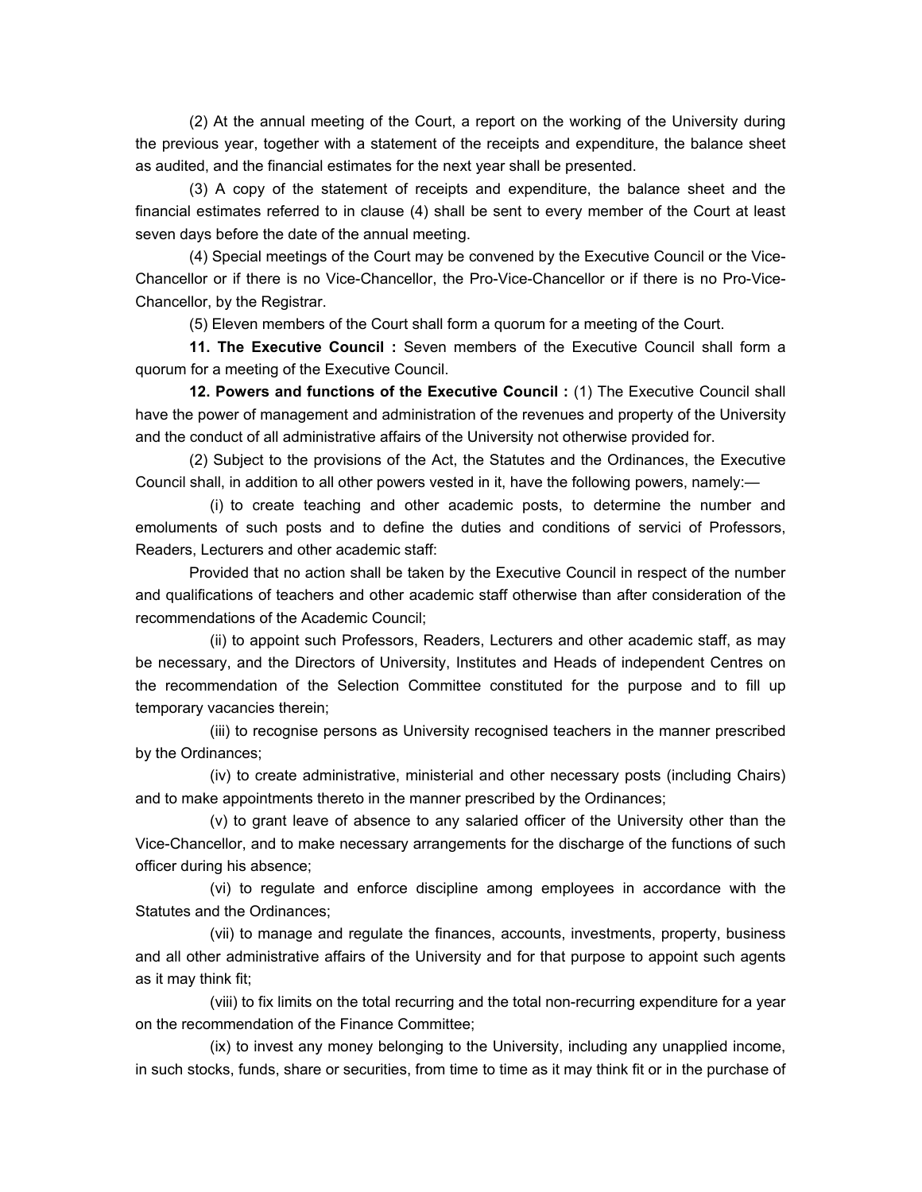(2) At the annual meeting of the Court, a report on the working of the University during the previous year, together with a statement of the receipts and expenditure, the balance sheet as audited, and the financial estimates for the next year shall be presented.

(3) A copy of the statement of receipts and expenditure, the balance sheet and the financial estimates referred to in clause (4) shall be sent to every member of the Court at least seven days before the date of the annual meeting.

(4) Special meetings of the Court may be convened by the Executive Council or the Vice-Chancellor or if there is no Vice-Chancellor, the Pro-Vice-Chancellor or if there is no Pro-Vice-Chancellor, by the Registrar.

(5) Eleven members of the Court shall form a quorum for a meeting of the Court.

**11. The Executive Council :** Seven members of the Executive Council shall form a quorum for a meeting of the Executive Council.

**12. Powers and functions of the Executive Council :** (1) The Executive Council shall have the power of management and administration of the revenues and property of the University and the conduct of all administrative affairs of the University not otherwise provided for.

(2) Subject to the provisions of the Act, the Statutes and the Ordinances, the Executive Council shall, in addition to all other powers vested in it, have the following powers, namely:—

(i) to create teaching and other academic posts, to determine the number and emoluments of such posts and to define the duties and conditions of servici of Professors, Readers, Lecturers and other academic staff:

Provided that no action shall be taken by the Executive Council in respect of the number and qualifications of teachers and other academic staff otherwise than after consideration of the recommendations of the Academic Council;

(ii) to appoint such Professors, Readers, Lecturers and other academic staff, as may be necessary, and the Directors of University, Institutes and Heads of independent Centres on the recommendation of the Selection Committee constituted for the purpose and to fill up temporary vacancies therein;

(iii) to recognise persons as University recognised teachers in the manner prescribed by the Ordinances;

(iv) to create administrative, ministerial and other necessary posts (including Chairs) and to make appointments thereto in the manner prescribed by the Ordinances;

(v) to grant leave of absence to any salaried officer of the University other than the Vice-Chancellor, and to make necessary arrangements for the discharge of the functions of such officer during his absence;

(vi) to regulate and enforce discipline among employees in accordance with the Statutes and the Ordinances;

(vii) to manage and regulate the finances, accounts, investments, property, business and all other administrative affairs of the University and for that purpose to appoint such agents as it may think fit;

(viii) to fix limits on the total recurring and the total non-recurring expenditure for a year on the recommendation of the Finance Committee;

(ix) to invest any money belonging to the University, including any unapplied income, in such stocks, funds, share or securities, from time to time as it may think fit or in the purchase of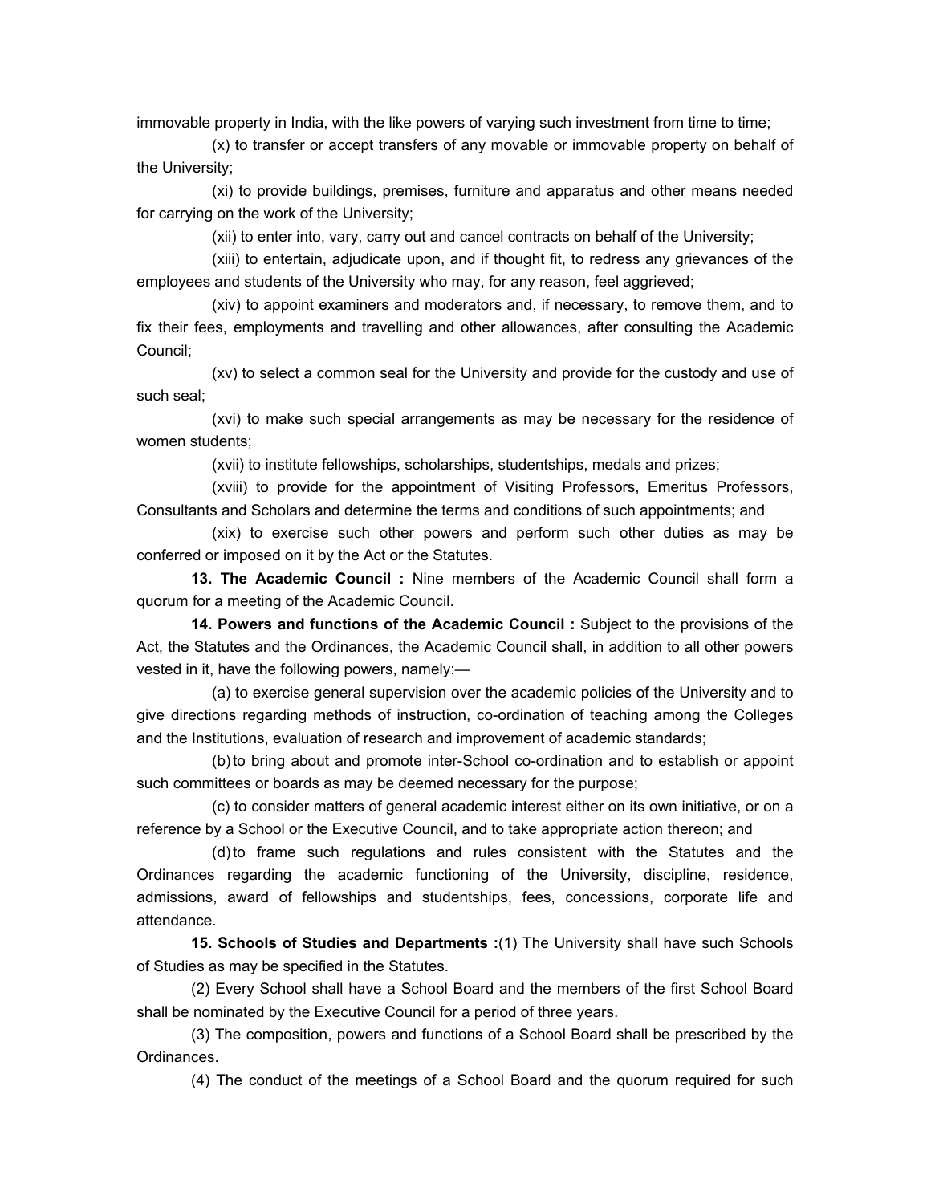immovable property in India, with the like powers of varying such investment from time to time;

(x) to transfer or accept transfers of any movable or immovable property on behalf of the University;

(xi) to provide buildings, premises, furniture and apparatus and other means needed for carrying on the work of the University;

(xii) to enter into, vary, carry out and cancel contracts on behalf of the University;

(xiii) to entertain, adjudicate upon, and if thought fit, to redress any grievances of the employees and students of the University who may, for any reason, feel aggrieved;

(xiv) to appoint examiners and moderators and, if necessary, to remove them, and to fix their fees, employments and travelling and other allowances, after consulting the Academic Council;

(xv) to select a common seal for the University and provide for the custody and use of such seal;

(xvi) to make such special arrangements as may be necessary for the residence of women students;

(xvii) to institute fellowships, scholarships, studentships, medals and prizes;

(xviii) to provide for the appointment of Visiting Professors, Emeritus Professors, Consultants and Scholars and determine the terms and conditions of such appointments; and

(xix) to exercise such other powers and perform such other duties as may be conferred or imposed on it by the Act or the Statutes.

**13. The Academic Council :** Nine members of the Academic Council shall form a quorum for a meeting of the Academic Council.

**14. Powers and functions of the Academic Council :** Subject to the provisions of the Act, the Statutes and the Ordinances, the Academic Council shall, in addition to all other powers vested in it, have the following powers, namely:—

(a) to exercise general supervision over the academic policies of the University and to give directions regarding methods of instruction, co-ordination of teaching among the Colleges and the Institutions, evaluation of research and improvement of academic standards;

(b) to bring about and promote inter-School co-ordination and to establish or appoint such committees or boards as may be deemed necessary for the purpose;

(c) to consider matters of general academic interest either on its own initiative, or on a reference by a School or the Executive Council, and to take appropriate action thereon; and

(d) to frame such regulations and rules consistent with the Statutes and the Ordinances regarding the academic functioning of the University, discipline, residence, admissions, award of fellowships and studentships, fees, concessions, corporate life and attendance.

**15. Schools of Studies and Departments :**(1) The University shall have such Schools of Studies as may be specified in the Statutes.

(2) Every School shall have a School Board and the members of the first School Board shall be nominated by the Executive Council for a period of three years.

(3) The composition, powers and functions of a School Board shall be prescribed by the Ordinances.

(4) The conduct of the meetings of a School Board and the quorum required for such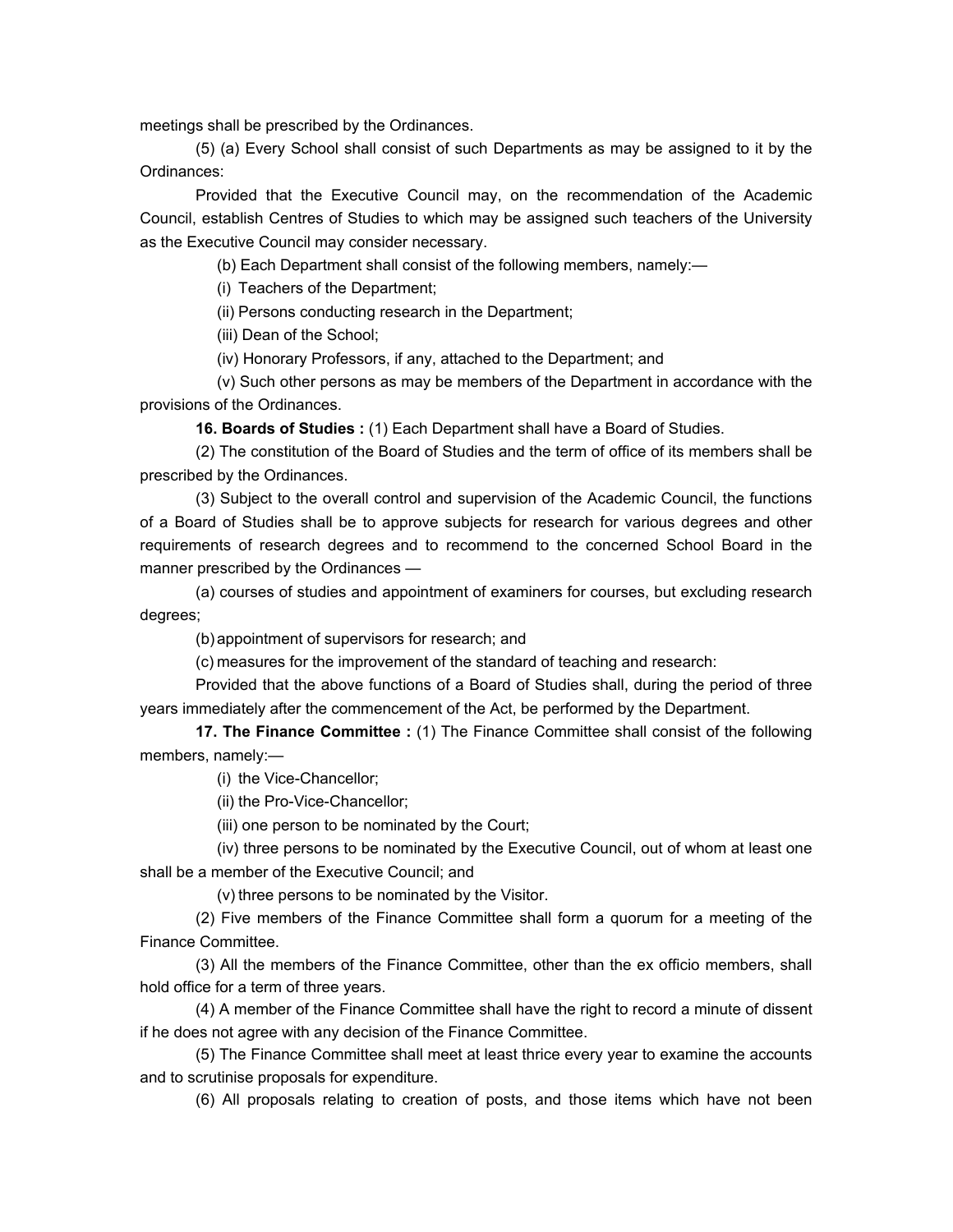meetings shall be prescribed by the Ordinances.

(5) (a) Every School shall consist of such Departments as may be assigned to it by the Ordinances:

Provided that the Executive Council may, on the recommendation of the Academic Council, establish Centres of Studies to which may be assigned such teachers of the University as the Executive Council may consider necessary.

(b) Each Department shall consist of the following members, namely:—

(i) Teachers of the Department;

(ii) Persons conducting research in the Department;

(iii) Dean of the School;

(iv) Honorary Professors, if any, attached to the Department; and

(v) Such other persons as may be members of the Department in accordance with the provisions of the Ordinances.

**16. Boards of Studies :** (1) Each Department shall have a Board of Studies.

(2) The constitution of the Board of Studies and the term of office of its members shall be prescribed by the Ordinances.

(3) Subject to the overall control and supervision of the Academic Council, the functions of a Board of Studies shall be to approve subjects for research for various degrees and other requirements of research degrees and to recommend to the concerned School Board in the manner prescribed by the Ordinances —

(a) courses of studies and appointment of examiners for courses, but excluding research degrees;

(b) appointment of supervisors for research; and

(c) measures for the improvement of the standard of teaching and research:

Provided that the above functions of a Board of Studies shall, during the period of three years immediately after the commencement of the Act, be performed by the Department.

**17. The Finance Committee :** (1) The Finance Committee shall consist of the following members, namely:—

(i) the Vice-Chancellor;

(ii) the Pro-Vice-Chancellor;

(iii) one person to be nominated by the Court;

(iv) three persons to be nominated by the Executive Council, out of whom at least one shall be a member of the Executive Council; and

(v) three persons to be nominated by the Visitor.

(2) Five members of the Finance Committee shall form a quorum for a meeting of the Finance Committee.

(3) All the members of the Finance Committee, other than the ex officio members, shall hold office for a term of three years.

(4) A member of the Finance Committee shall have the right to record a minute of dissent if he does not agree with any decision of the Finance Committee.

(5) The Finance Committee shall meet at least thrice every year to examine the accounts and to scrutinise proposals for expenditure.

(6) All proposals relating to creation of posts, and those items which have not been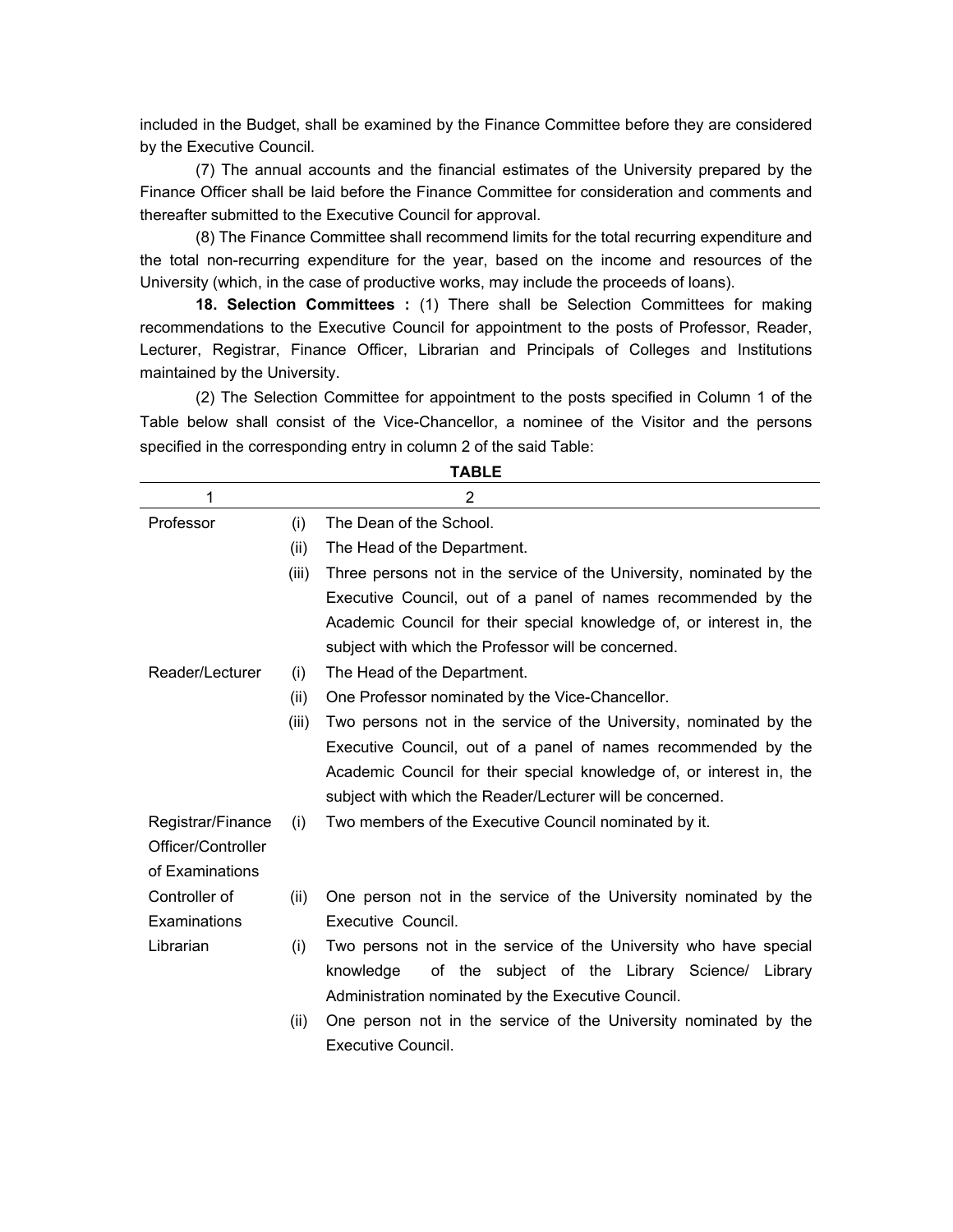included in the Budget, shall be examined by the Finance Committee before they are considered by the Executive Council.

(7) The annual accounts and the financial estimates of the University prepared by the Finance Officer shall be laid before the Finance Committee for consideration and comments and thereafter submitted to the Executive Council for approval.

(8) The Finance Committee shall recommend limits for the total recurring expenditure and the total non-recurring expenditure for the year, based on the income and resources of the University (which, in the case of productive works, may include the proceeds of loans).

**18. Selection Committees :** (1) There shall be Selection Committees for making recommendations to the Executive Council for appointment to the posts of Professor, Reader, Lecturer, Registrar, Finance Officer, Librarian and Principals of Colleges and Institutions maintained by the University.

(2) The Selection Committee for appointment to the posts specified in Column 1 of the Table below shall consist of the Vice-Chancellor, a nominee of the Visitor and the persons specified in the corresponding entry in column 2 of the said Table:

**TABLE**

| 1 | | 2 |
|---|---|---|
| Professor | (i) | The Dean of the School. |
| | (ii) | The Head of the Department. |
| | (iii) | Three persons not in the service of the University, nominated by the Executive Council, out of a panel of names recommended by the Academic Council for their special knowledge of, or interest in, the subject with which the Professor will be concerned. |
| Reader/Lecturer | (i) | The Head of the Department. |
| | (ii) | One Professor nominated by the Vice-Chancellor. |
| | (iii) | Two persons not in the service of the University, nominated by the Executive Council, out of a panel of names recommended by the Academic Council for their special knowledge of, or interest in, the subject with which the Reader/Lecturer will be concerned. |
| Registrar/Finance Officer/Controller of Examinations | (i) | Two members of the Executive Council nominated by it. |
| Controller of Examinations | (ii) | One person not in the service of the University nominated by the Executive Council. |
| Librarian | (i) | Two persons not in the service of the University who have special knowledge of the subject of the Library Science/ Library Administration nominated by the Executive Council. |
| | (ii) | One person not in the service of the University nominated by the Executive Council. |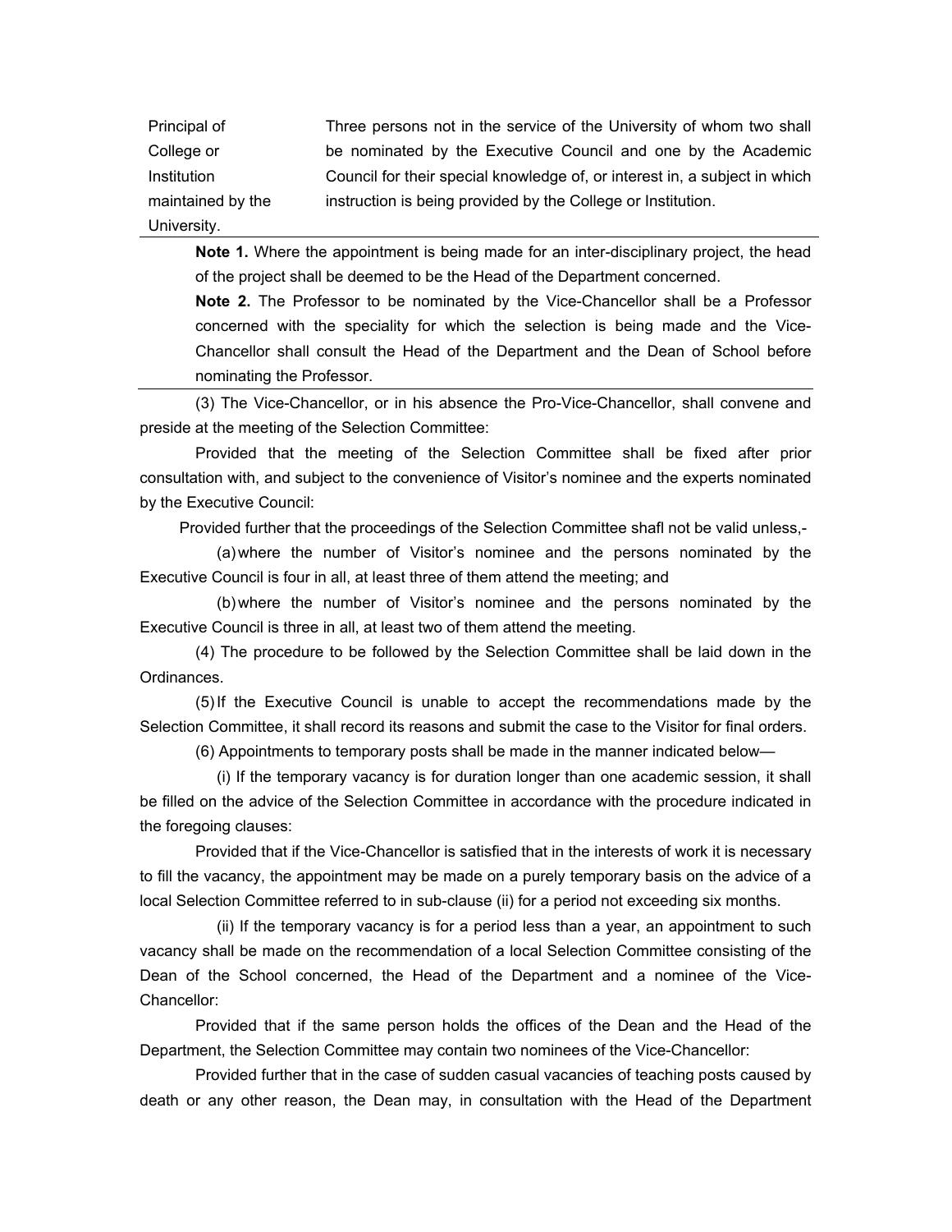| | |
|---|---|
| Principal of College or Institution maintained by the University. | Three persons not in the service of the University of whom two shall be nominated by the Executive Council and one by the Academic Council for their special knowledge of, or interest in, a subject in which instruction is being provided by the College or Institution. |

**Note 1.** Where the appointment is being made for an inter-disciplinary project, the head of the project shall be deemed to be the Head of the Department concerned.

**Note 2.** The Professor to be nominated by the Vice-Chancellor shall be a Professor concerned with the speciality for which the selection is being made and the Vice-Chancellor shall consult the Head of the Department and the Dean of School before nominating the Professor.

(3) The Vice-Chancellor, or in his absence the Pro-Vice-Chancellor, shall convene and preside at the meeting of the Selection Committee:

Provided that the meeting of the Selection Committee shall be fixed after prior consultation with, and subject to the convenience of Visitor's nominee and the experts nominated by the Executive Council:

Provided further that the proceedings of the Selection Committee shafl not be valid unless,-

(a) where the number of Visitor's nominee and the persons nominated by the Executive Council is four in all, at least three of them attend the meeting; and

(b) where the number of Visitor's nominee and the persons nominated by the Executive Council is three in all, at least two of them attend the meeting.

(4) The procedure to be followed by the Selection Committee shall be laid down in the Ordinances.

(5) If the Executive Council is unable to accept the recommendations made by the Selection Committee, it shall record its reasons and submit the case to the Visitor for final orders.

(6) Appointments to temporary posts shall be made in the manner indicated below—

(i) If the temporary vacancy is for duration longer than one academic session, it shall be filled on the advice of the Selection Committee in accordance with the procedure indicated in the foregoing clauses:

Provided that if the Vice-Chancellor is satisfied that in the interests of work it is necessary to fill the vacancy, the appointment may be made on a purely temporary basis on the advice of a local Selection Committee referred to in sub-clause (ii) for a period not exceeding six months.

(ii) If the temporary vacancy is for a period less than a year, an appointment to such vacancy shall be made on the recommendation of a local Selection Committee consisting of the Dean of the School concerned, the Head of the Department and a nominee of the Vice-Chancellor:

Provided that if the same person holds the offices of the Dean and the Head of the Department, the Selection Committee may contain two nominees of the Vice-Chancellor:

Provided further that in the case of sudden casual vacancies of teaching posts caused by death or any other reason, the Dean may, in consultation with the Head of the Department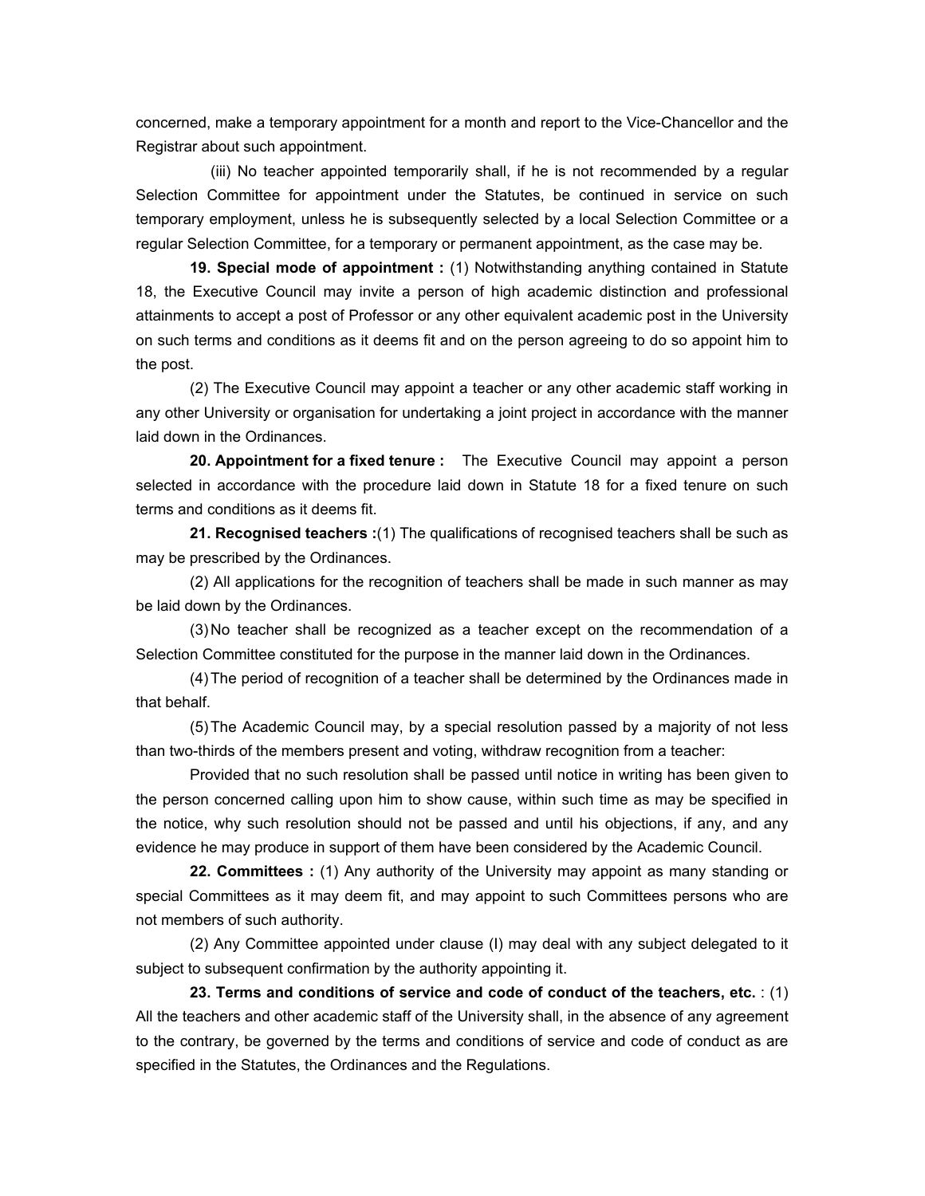concerned, make a temporary appointment for a month and report to the Vice-Chancellor and the Registrar about such appointment.

(iii) No teacher appointed temporarily shall, if he is not recommended by a regular Selection Committee for appointment under the Statutes, be continued in service on such temporary employment, unless he is subsequently selected by a local Selection Committee or a regular Selection Committee, for a temporary or permanent appointment, as the case may be.

**19. Special mode of appointment :** (1) Notwithstanding anything contained in Statute 18, the Executive Council may invite a person of high academic distinction and professional attainments to accept a post of Professor or any other equivalent academic post in the University on such terms and conditions as it deems fit and on the person agreeing to do so appoint him to the post.

(2) The Executive Council may appoint a teacher or any other academic staff working in any other University or organisation for undertaking a joint project in accordance with the manner laid down in the Ordinances.

**20. Appointment for a fixed tenure :** The Executive Council may appoint a person selected in accordance with the procedure laid down in Statute 18 for a fixed tenure on such terms and conditions as it deems fit.

**21. Recognised teachers :**(1) The qualifications of recognised teachers shall be such as may be prescribed by the Ordinances.

(2) All applications for the recognition of teachers shall be made in such manner as may be laid down by the Ordinances.

(3) No teacher shall be recognized as a teacher except on the recommendation of a Selection Committee constituted for the purpose in the manner laid down in the Ordinances.

(4) The period of recognition of a teacher shall be determined by the Ordinances made in that behalf.

(5) The Academic Council may, by a special resolution passed by a majority of not less than two-thirds of the members present and voting, withdraw recognition from a teacher:

Provided that no such resolution shall be passed until notice in writing has been given to the person concerned calling upon him to show cause, within such time as may be specified in the notice, why such resolution should not be passed and until his objections, if any, and any evidence he may produce in support of them have been considered by the Academic Council.

**22. Committees :** (1) Any authority of the University may appoint as many standing or special Committees as it may deem fit, and may appoint to such Committees persons who are not members of such authority.

(2) Any Committee appointed under clause (I) may deal with any subject delegated to it subject to subsequent confirmation by the authority appointing it.

**23. Terms and conditions of service and code of conduct of the teachers, etc.** : (1) All the teachers and other academic staff of the University shall, in the absence of any agreement to the contrary, be governed by the terms and conditions of service and code of conduct as are specified in the Statutes, the Ordinances and the Regulations.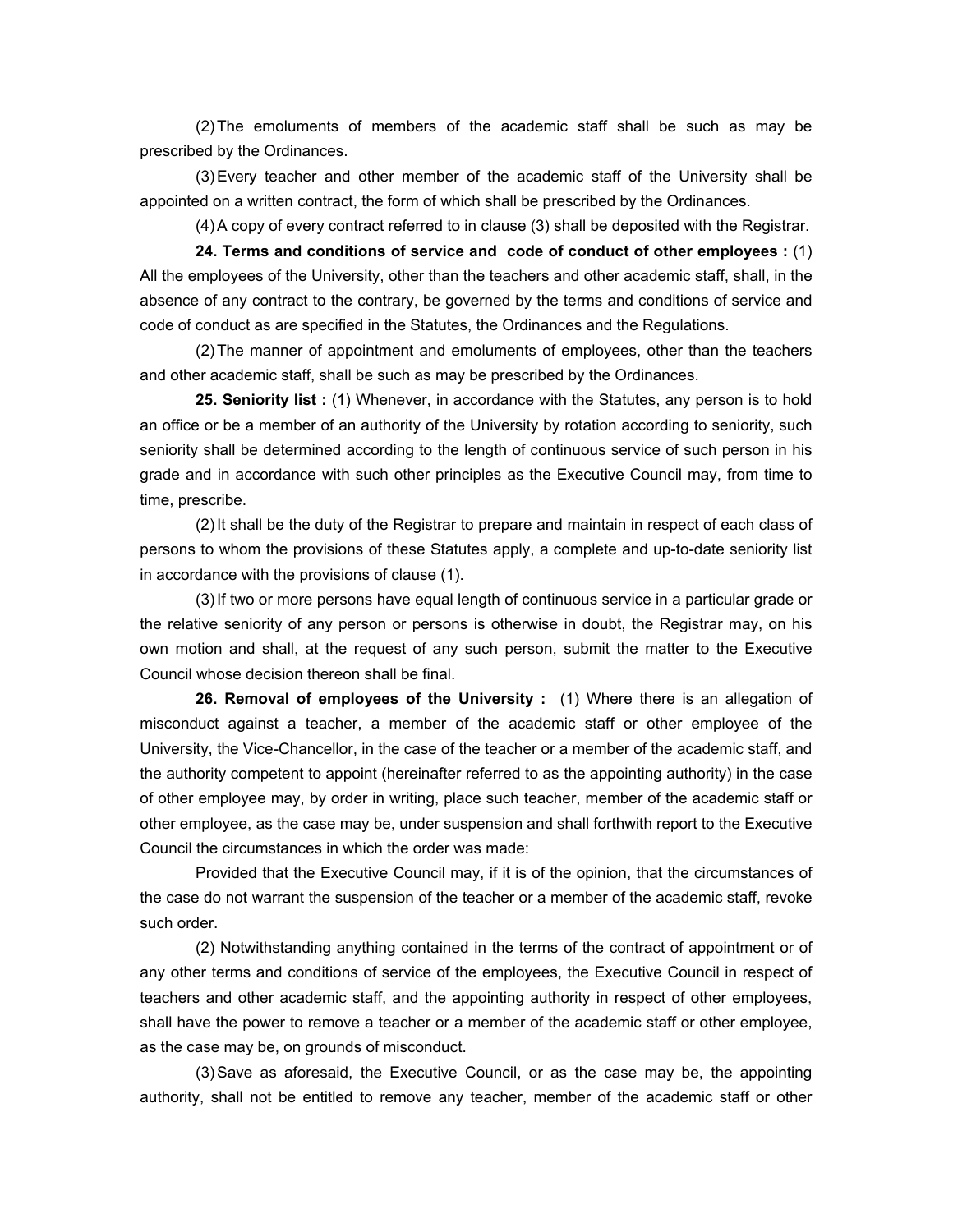(2) The emoluments of members of the academic staff shall be such as may be prescribed by the Ordinances.

(3) Every teacher and other member of the academic staff of the University shall be appointed on a written contract, the form of which shall be prescribed by the Ordinances.

(4) A copy of every contract referred to in clause (3) shall be deposited with the Registrar.

**24. Terms and conditions of service and code of conduct of other employees :** (1) All the employees of the University, other than the teachers and other academic staff, shall, in the absence of any contract to the contrary, be governed by the terms and conditions of service and code of conduct as are specified in the Statutes, the Ordinances and the Regulations.

(2) The manner of appointment and emoluments of employees, other than the teachers and other academic staff, shall be such as may be prescribed by the Ordinances.

**25. Seniority list :** (1) Whenever, in accordance with the Statutes, any person is to hold an office or be a member of an authority of the University by rotation according to seniority, such seniority shall be determined according to the length of continuous service of such person in his grade and in accordance with such other principles as the Executive Council may, from time to time, prescribe.

(2) It shall be the duty of the Registrar to prepare and maintain in respect of each class of persons to whom the provisions of these Statutes apply, a complete and up-to-date seniority list in accordance with the provisions of clause (1).

(3) If two or more persons have equal length of continuous service in a particular grade or the relative seniority of any person or persons is otherwise in doubt, the Registrar may, on his own motion and shall, at the request of any such person, submit the matter to the Executive Council whose decision thereon shall be final.

**26. Removal of employees of the University :** (1) Where there is an allegation of misconduct against a teacher, a member of the academic staff or other employee of the University, the Vice-Chancellor, in the case of the teacher or a member of the academic staff, and the authority competent to appoint (hereinafter referred to as the appointing authority) in the case of other employee may, by order in writing, place such teacher, member of the academic staff or other employee, as the case may be, under suspension and shall forthwith report to the Executive Council the circumstances in which the order was made:

Provided that the Executive Council may, if it is of the opinion, that the circumstances of the case do not warrant the suspension of the teacher or a member of the academic staff, revoke such order.

(2) Notwithstanding anything contained in the terms of the contract of appointment or of any other terms and conditions of service of the employees, the Executive Council in respect of teachers and other academic staff, and the appointing authority in respect of other employees, shall have the power to remove a teacher or a member of the academic staff or other employee, as the case may be, on grounds of misconduct.

(3) Save as aforesaid, the Executive Council, or as the case may be, the appointing authority, shall not be entitled to remove any teacher, member of the academic staff or other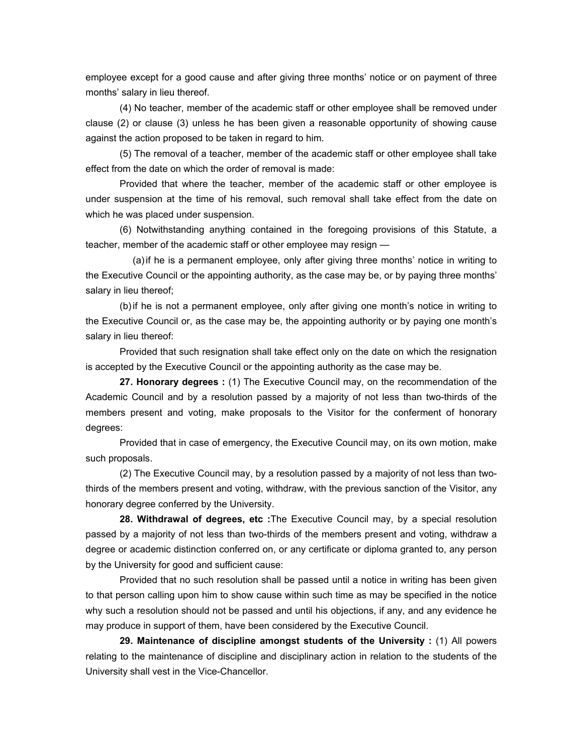employee except for a good cause and after giving three months' notice or on payment of three months' salary in lieu thereof.

(4) No teacher, member of the academic staff or other employee shall be removed under clause (2) or clause (3) unless he has been given a reasonable opportunity of showing cause against the action proposed to be taken in regard to him.

(5) The removal of a teacher, member of the academic staff or other employee shall take effect from the date on which the order of removal is made:

Provided that where the teacher, member of the academic staff or other employee is under suspension at the time of his removal, such removal shall take effect from the date on which he was placed under suspension.

(6) Notwithstanding anything contained in the foregoing provisions of this Statute, a teacher, member of the academic staff or other employee may resign —

(a) if he is a permanent employee, only after giving three months' notice in writing to the Executive Council or the appointing authority, as the case may be, or by paying three months' salary in lieu thereof;

(b) if he is not a permanent employee, only after giving one month's notice in writing to the Executive Council or, as the case may be, the appointing authority or by paying one month's salary in lieu thereof:

Provided that such resignation shall take effect only on the date on which the resignation is accepted by the Executive Council or the appointing authority as the case may be.

**27. Honorary degrees :** (1) The Executive Council may, on the recommendation of the Academic Council and by a resolution passed by a majority of not less than two-thirds of the members present and voting, make proposals to the Visitor for the conferment of honorary degrees:

Provided that in case of emergency, the Executive Council may, on its own motion, make such proposals.

(2) The Executive Council may, by a resolution passed by a majority of not less than two-thirds of the members present and voting, withdraw, with the previous sanction of the Visitor, any honorary degree conferred by the University.

**28. Withdrawal of degrees, etc :** The Executive Council may, by a special resolution passed by a majority of not less than two-thirds of the members present and voting, withdraw a degree or academic distinction conferred on, or any certificate or diploma granted to, any person by the University for good and sufficient cause:

Provided that no such resolution shall be passed until a notice in writing has been given to that person calling upon him to show cause within such time as may be specified in the notice why such a resolution should not be passed and until his objections, if any, and any evidence he may produce in support of them, have been considered by the Executive Council.

**29. Maintenance of discipline amongst students of the University :** (1) All powers relating to the maintenance of discipline and disciplinary action in relation to the students of the University shall vest in the Vice-Chancellor.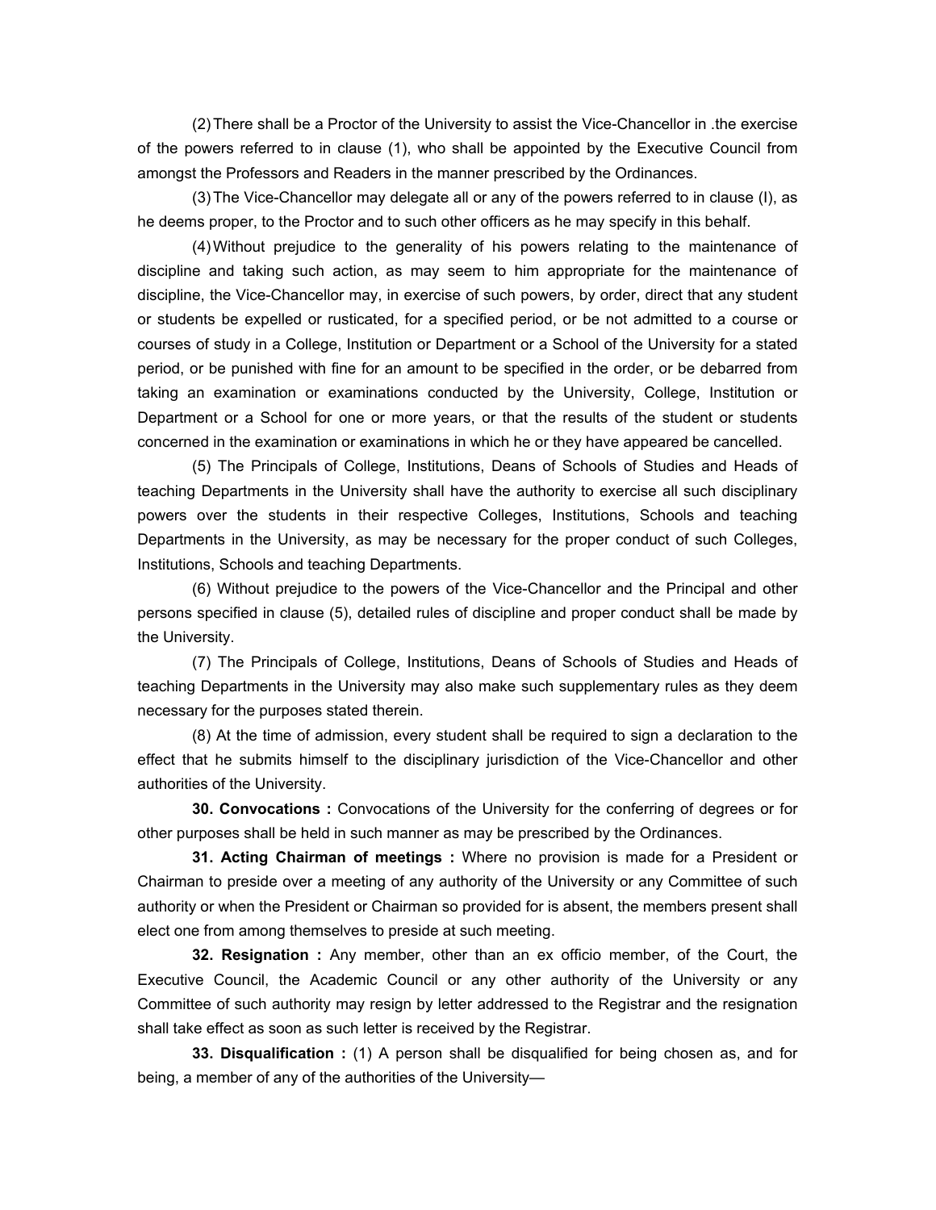(2) There shall be a Proctor of the University to assist the Vice-Chancellor in .the exercise of the powers referred to in clause (1), who shall be appointed by the Executive Council from amongst the Professors and Readers in the manner prescribed by the Ordinances.

(3) The Vice-Chancellor may delegate all or any of the powers referred to in clause (I), as he deems proper, to the Proctor and to such other officers as he may specify in this behalf.

(4) Without prejudice to the generality of his powers relating to the maintenance of discipline and taking such action, as may seem to him appropriate for the maintenance of discipline, the Vice-Chancellor may, in exercise of such powers, by order, direct that any student or students be expelled or rusticated, for a specified period, or be not admitted to a course or courses of study in a College, Institution or Department or a School of the University for a stated period, or be punished with fine for an amount to be specified in the order, or be debarred from taking an examination or examinations conducted by the University, College, Institution or Department or a School for one or more years, or that the results of the student or students concerned in the examination or examinations in which he or they have appeared be cancelled.

(5) The Principals of College, Institutions, Deans of Schools of Studies and Heads of teaching Departments in the University shall have the authority to exercise all such disciplinary powers over the students in their respective Colleges, Institutions, Schools and teaching Departments in the University, as may be necessary for the proper conduct of such Colleges, Institutions, Schools and teaching Departments.

(6) Without prejudice to the powers of the Vice-Chancellor and the Principal and other persons specified in clause (5), detailed rules of discipline and proper conduct shall be made by the University.

(7) The Principals of College, Institutions, Deans of Schools of Studies and Heads of teaching Departments in the University may also make such supplementary rules as they deem necessary for the purposes stated therein.

(8) At the time of admission, every student shall be required to sign a declaration to the effect that he submits himself to the disciplinary jurisdiction of the Vice-Chancellor and other authorities of the University.

**30. Convocations :** Convocations of the University for the conferring of degrees or for other purposes shall be held in such manner as may be prescribed by the Ordinances.

**31. Acting Chairman of meetings :** Where no provision is made for a President or Chairman to preside over a meeting of any authority of the University or any Committee of such authority or when the President or Chairman so provided for is absent, the members present shall elect one from among themselves to preside at such meeting.

**32. Resignation :** Any member, other than an ex officio member, of the Court, the Executive Council, the Academic Council or any other authority of the University or any Committee of such authority may resign by letter addressed to the Registrar and the resignation shall take effect as soon as such letter is received by the Registrar.

**33. Disqualification :** (1) A person shall be disqualified for being chosen as, and for being, a member of any of the authorities of the University—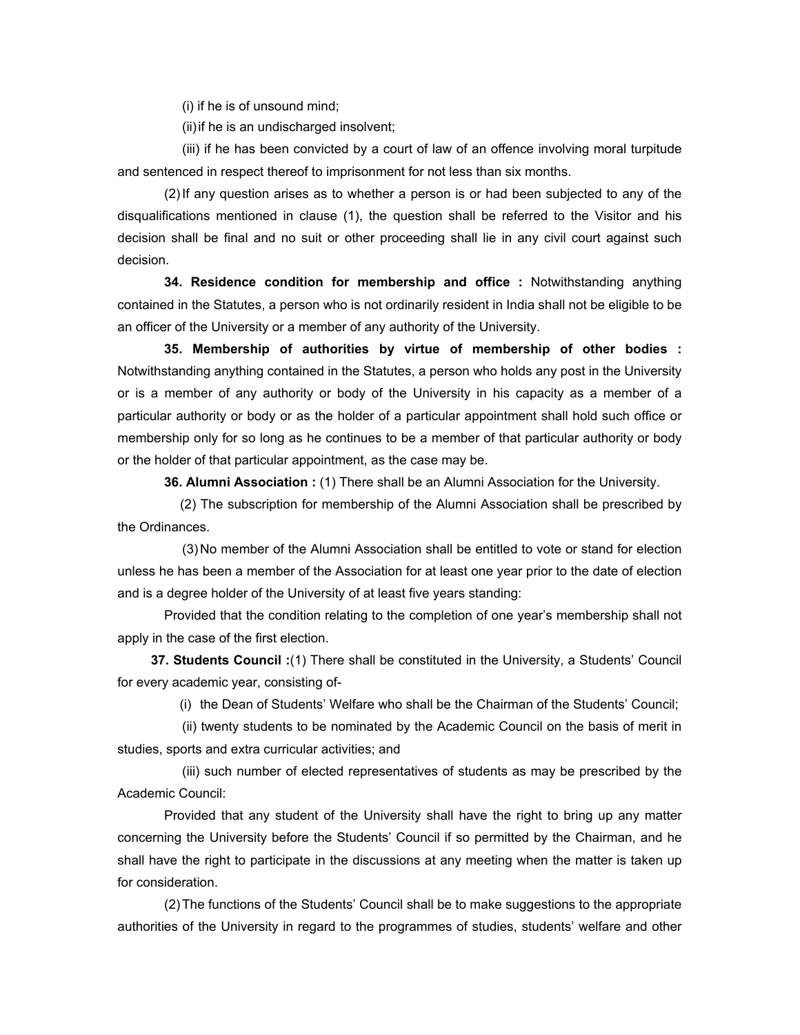(i) if he is of unsound mind;

(ii) if he is an undischarged insolvent;

(iii) if he has been convicted by a court of law of an offence involving moral turpitude and sentenced in respect thereof to imprisonment for not less than six months.

(2) If any question arises as to whether a person is or had been subjected to any of the disqualifications mentioned in clause (1), the question shall be referred to the Visitor and his decision shall be final and no suit or other proceeding shall lie in any civil court against such decision.

**34. Residence condition for membership and office :** Notwithstanding anything contained in the Statutes, a person who is not ordinarily resident in India shall not be eligible to be an officer of the University or a member of any authority of the University.

**35. Membership of authorities by virtue of membership of other bodies :** Notwithstanding anything contained in the Statutes, a person who holds any post in the University or is a member of any authority or body of the University in his capacity as a member of a particular authority or body or as the holder of a particular appointment shall hold such office or membership only for so long as he continues to be a member of that particular authority or body or the holder of that particular appointment, as the case may be.

**36. Alumni Association :** (1) There shall be an Alumni Association for the University.

(2) The subscription for membership of the Alumni Association shall be prescribed by the Ordinances.

(3) No member of the Alumni Association shall be entitled to vote or stand for election unless he has been a member of the Association for at least one year prior to the date of election and is a degree holder of the University of at least five years standing:

Provided that the condition relating to the completion of one year's membership shall not apply in the case of the first election.

**37. Students Council :**(1) There shall be constituted in the University, a Students' Council for every academic year, consisting of-

(i) the Dean of Students' Welfare who shall be the Chairman of the Students' Council;

(ii) twenty students to be nominated by the Academic Council on the basis of merit in studies, sports and extra curricular activities; and

(iii) such number of elected representatives of students as may be prescribed by the Academic Council:

Provided that any student of the University shall have the right to bring up any matter concerning the University before the Students' Council if so permitted by the Chairman, and he shall have the right to participate in the discussions at any meeting when the matter is taken up for consideration.

(2) The functions of the Students' Council shall be to make suggestions to the appropriate authorities of the University in regard to the programmes of studies, students' welfare and other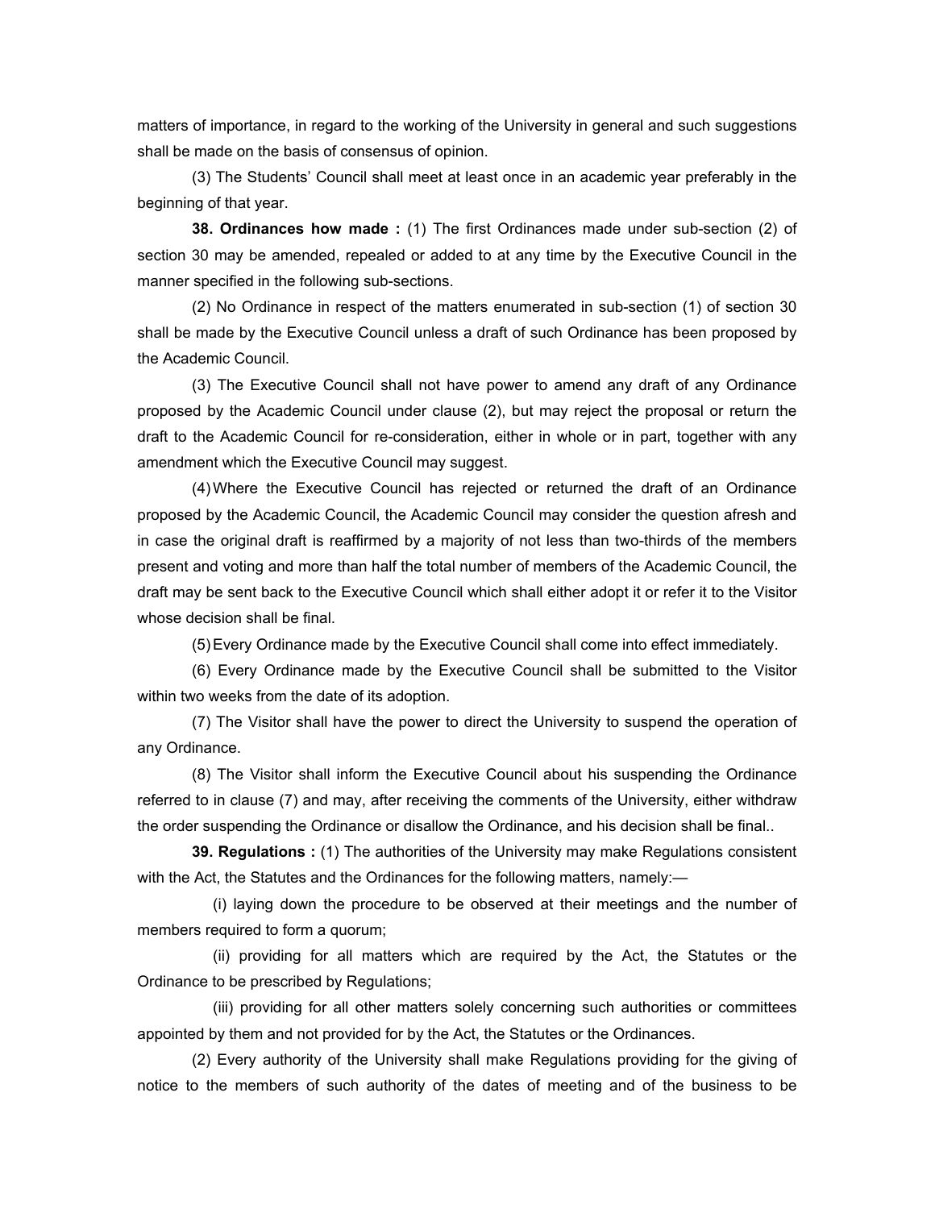matters of importance, in regard to the working of the University in general and such suggestions shall be made on the basis of consensus of opinion.

(3) The Students' Council shall meet at least once in an academic year preferably in the beginning of that year.

**38. Ordinances how made :** (1) The first Ordinances made under sub-section (2) of section 30 may be amended, repealed or added to at any time by the Executive Council in the manner specified in the following sub-sections.

(2) No Ordinance in respect of the matters enumerated in sub-section (1) of section 30 shall be made by the Executive Council unless a draft of such Ordinance has been proposed by the Academic Council.

(3) The Executive Council shall not have power to amend any draft of any Ordinance proposed by the Academic Council under clause (2), but may reject the proposal or return the draft to the Academic Council for re-consideration, either in whole or in part, together with any amendment which the Executive Council may suggest.

(4) Where the Executive Council has rejected or returned the draft of an Ordinance proposed by the Academic Council, the Academic Council may consider the question afresh and in case the original draft is reaffirmed by a majority of not less than two-thirds of the members present and voting and more than half the total number of members of the Academic Council, the draft may be sent back to the Executive Council which shall either adopt it or refer it to the Visitor whose decision shall be final.

(5) Every Ordinance made by the Executive Council shall come into effect immediately.

(6) Every Ordinance made by the Executive Council shall be submitted to the Visitor within two weeks from the date of its adoption.

(7) The Visitor shall have the power to direct the University to suspend the operation of any Ordinance.

(8) The Visitor shall inform the Executive Council about his suspending the Ordinance referred to in clause (7) and may, after receiving the comments of the University, either withdraw the order suspending the Ordinance or disallow the Ordinance, and his decision shall be final..

**39. Regulations :** (1) The authorities of the University may make Regulations consistent with the Act, the Statutes and the Ordinances for the following matters, namely:—

(i) laying down the procedure to be observed at their meetings and the number of members required to form a quorum;

(ii) providing for all matters which are required by the Act, the Statutes or the Ordinance to be prescribed by Regulations;

(iii) providing for all other matters solely concerning such authorities or committees appointed by them and not provided for by the Act, the Statutes or the Ordinances.

(2) Every authority of the University shall make Regulations providing for the giving of notice to the members of such authority of the dates of meeting and of the business to be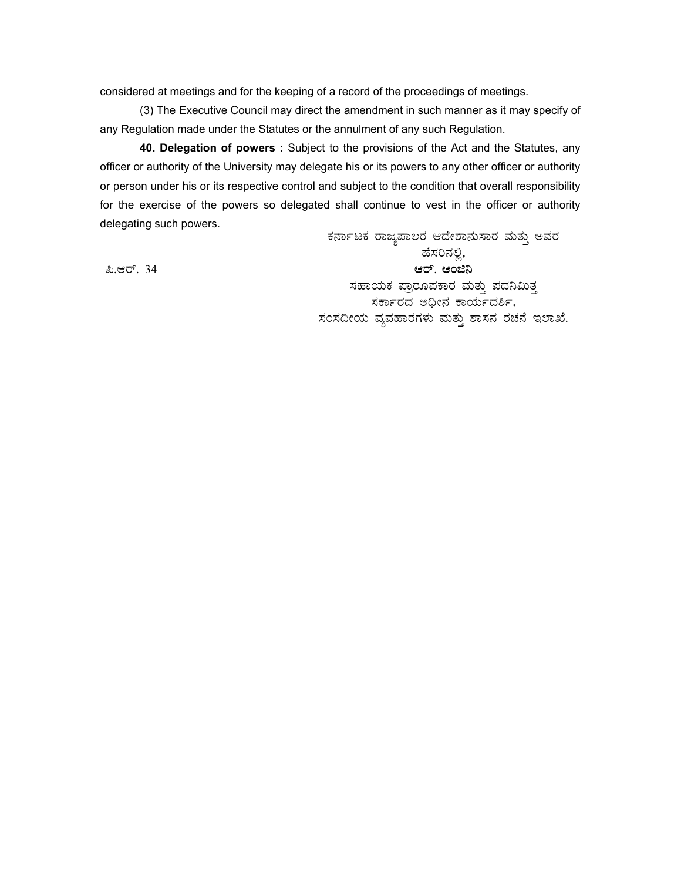considered at meetings and for the keeping of a record of the proceedings of meetings.

(3) The Executive Council may direct the amendment in such manner as it may specify of any Regulation made under the Statutes or the annulment of any such Regulation.

**40. Delegation of powers :** Subject to the provisions of the Act and the Statutes, any officer or authority of the University may delegate his or its powers to any other officer or authority or person under his or its respective control and subject to the condition that overall responsibility for the exercise of the powers so delegated shall continue to vest in the officer or authority delegating such powers.

ಕರ್ನಾಟಕ ರಾಜ್ಯಪಾಲರ ಆದೇಶಾನುಸಾರ ಮತ್ತು ಅವರ ಹೆಸರಿನಲ್ಲಿ,

ಪಿ.ಆರ್. 34

**ಆರ್. ಆಂಜಿನಿ**

ಸಹಾಯಕ ಪ್ರಾರೂಪಕಾರ ಮತ್ತು ಪದನಿಮಿತ್ತ
ಸರ್ಕಾರದ ಅಧೀನ ಕಾರ್ಯದರ್ಶಿ,
ಸಂಸದೀಯ ವ್ಯವಹಾರಗಳು ಮತ್ತು ಶಾಸನ ರಚನೆ ಇಲಾಖೆ.